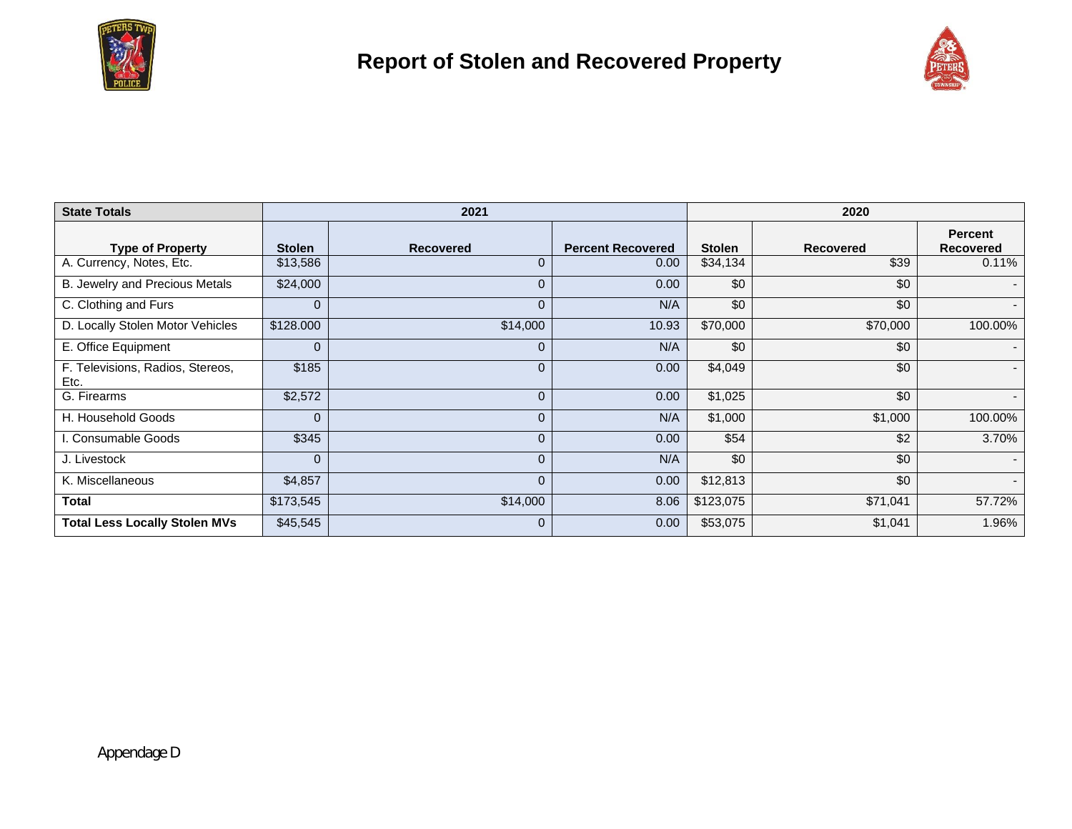# Report of Stolen and Recovered Property

| State Totals | 2021 | | | 2020 | | |
|---|---|---|---|---|---|---|
| **Type of Property** | **Stolen** | **Recovered** | **Percent Recovered** | **Stolen** | **Recovered** | **Percent Recovered** |
| A. Currency, Notes, Etc. | $13,586 | 0 | 0.00 | $34,134 | $39 | 0.11% |
| B. Jewelry and Precious Metals | $24,000 | 0 | 0.00 | $0 | $0 | - |
| C. Clothing and Furs | 0 | 0 | N/A | $0 | $0 | - |
| D. Locally Stolen Motor Vehicles | $128.000 | $14,000 | 10.93 | $70,000 | $70,000 | 100.00% |
| E. Office Equipment | 0 | 0 | N/A | $0 | $0 | - |
| F. Televisions, Radios, Stereos, Etc. | $185 | 0 | 0.00 | $4,049 | $0 | - |
| G. Firearms | $2,572 | 0 | 0.00 | $1,025 | $0 | - |
| H. Household Goods | 0 | 0 | N/A | $1,000 | $1,000 | 100.00% |
| I. Consumable Goods | $345 | 0 | 0.00 | $54 | $2 | 3.70% |
| J. Livestock | 0 | 0 | N/A | $0 | $0 | - |
| K. Miscellaneous | $4,857 | 0 | 0.00 | $12,813 | $0 | - |
| **Total** | $173,545 | $14,000 | 8.06 | $123,075 | $71,041 | 57.72% |
| **Total Less Locally Stolen MVs** | $45,545 | 0 | 0.00 | $53,075 | $1,041 | 1.96% |

Appendage D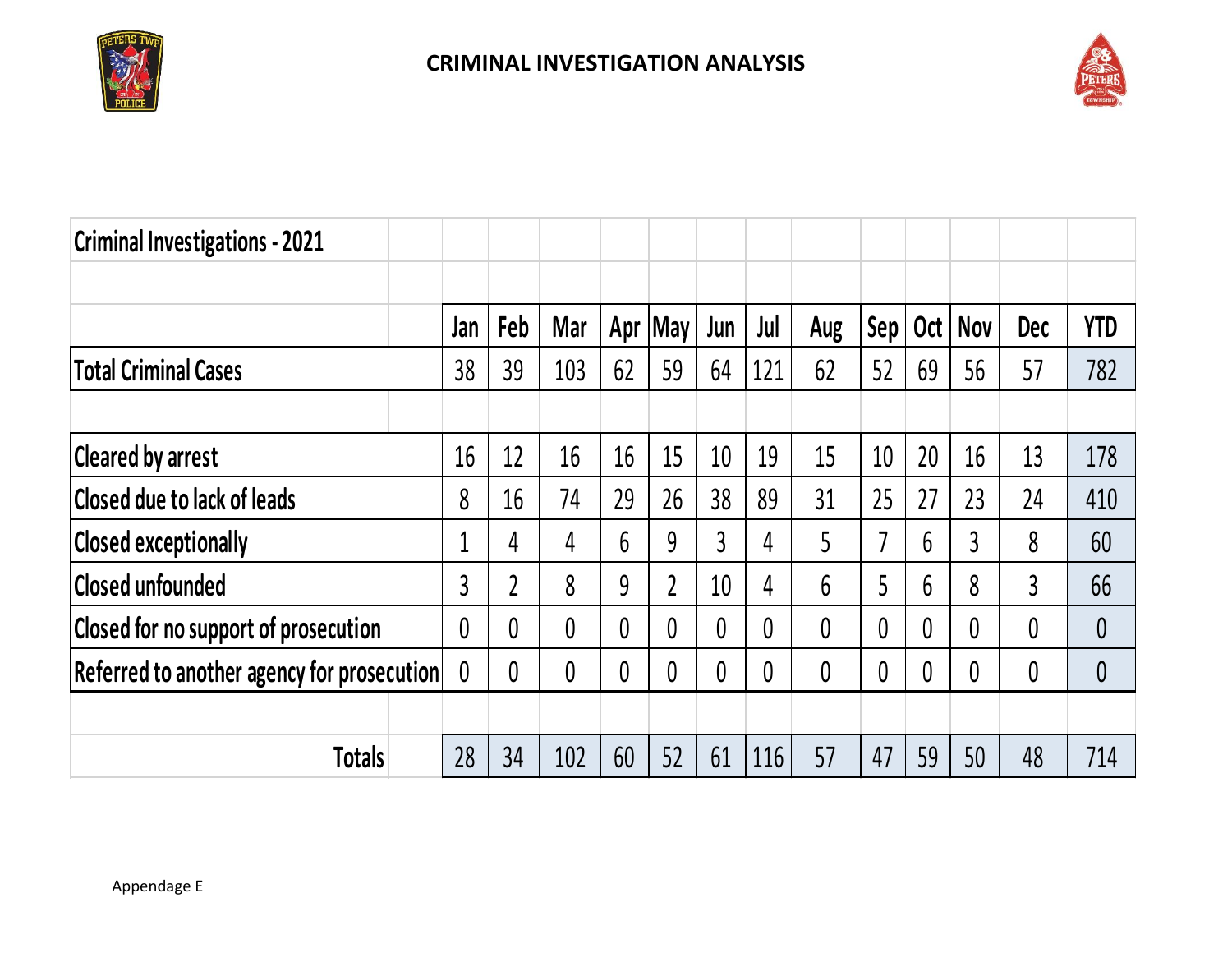# CRIMINAL INVESTIGATION ANALYSIS

## Criminal Investigations - 2021

| | Jan | Feb | Mar | Apr | May | Jun | Jul | Aug | Sep | Oct | Nov | Dec | YTD |
|---|---|---|---|---|---|---|---|---|---|---|---|---|---|
| Total Criminal Cases | 38 | 39 | 103 | 62 | 59 | 64 | 121 | 62 | 52 | 69 | 56 | 57 | 782 |
| | | | | | | | | | | | | | |
| Cleared by arrest | 16 | 12 | 16 | 16 | 15 | 10 | 19 | 15 | 10 | 20 | 16 | 13 | 178 |
| Closed due to lack of leads | 8 | 16 | 74 | 29 | 26 | 38 | 89 | 31 | 25 | 27 | 23 | 24 | 410 |
| Closed exceptionally | 1 | 4 | 4 | 6 | 9 | 3 | 4 | 5 | 7 | 6 | 3 | 8 | 60 |
| Closed unfounded | 3 | 2 | 8 | 9 | 2 | 10 | 4 | 6 | 5 | 6 | 8 | 3 | 66 |
| Closed for no support of prosecution | 0 | 0 | 0 | 0 | 0 | 0 | 0 | 0 | 0 | 0 | 0 | 0 | 0 |
| Referred to another agency for prosecution | 0 | 0 | 0 | 0 | 0 | 0 | 0 | 0 | 0 | 0 | 0 | 0 | 0 |
| | | | | | | | | | | | | | |
| Totals | 28 | 34 | 102 | 60 | 52 | 61 | 116 | 57 | 47 | 59 | 50 | 48 | 714 |

Appendage E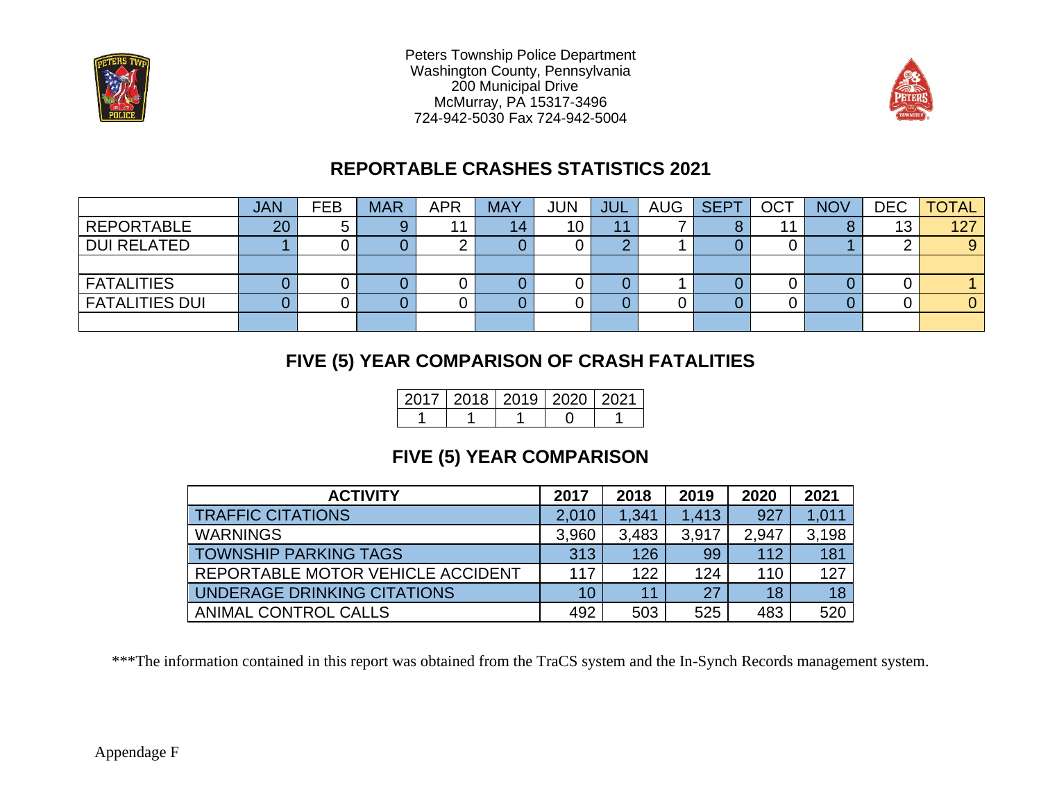Peters Township Police Department
Washington County, Pennsylvania
200 Municipal Drive
McMurray, PA 15317-3496
724-942-5030 Fax 724-942-5004

## REPORTABLE CRASHES STATISTICS 2021

| | JAN | FEB | MAR | APR | MAY | JUN | JUL | AUG | SEPT | OCT | NOV | DEC | TOTAL |
|---|---|---|---|---|---|---|---|---|---|---|---|---|---|
| REPORTABLE | 20 | 5 | 9 | 11 | 14 | 10 | 11 | 7 | 8 | 11 | 8 | 13 | 127 |
| DUI RELATED | 1 | 0 | 0 | 2 | 0 | 0 | 2 | 1 | 0 | 0 | 1 | 2 | 9 |
| | | | | | | | | | | | | | |
| FATALITIES | 0 | 0 | 0 | 0 | 0 | 0 | 0 | 1 | 0 | 0 | 0 | 0 | 1 |
| FATALITIES DUI | 0 | 0 | 0 | 0 | 0 | 0 | 0 | 0 | 0 | 0 | 0 | 0 | 0 |
| | | | | | | | | | | | | | |

## FIVE (5) YEAR COMPARISON OF CRASH FATALITIES

| 2017 | 2018 | 2019 | 2020 | 2021 |
|---|---|---|---|---|
| 1 | 1 | 1 | 0 | 1 |

## FIVE (5) YEAR COMPARISON

| ACTIVITY | 2017 | 2018 | 2019 | 2020 | 2021 |
|---|---|---|---|---|---|
| TRAFFIC CITATIONS | 2,010 | 1,341 | 1,413 | 927 | 1,011 |
| WARNINGS | 3,960 | 3,483 | 3,917 | 2,947 | 3,198 |
| TOWNSHIP PARKING TAGS | 313 | 126 | 99 | 112 | 181 |
| REPORTABLE MOTOR VEHICLE ACCIDENT | 117 | 122 | 124 | 110 | 127 |
| UNDERAGE DRINKING CITATIONS | 10 | 11 | 27 | 18 | 18 |
| ANIMAL CONTROL CALLS | 492 | 503 | 525 | 483 | 520 |

***The information contained in this report was obtained from the TraCS system and the In-Synch Records management system.

Appendage F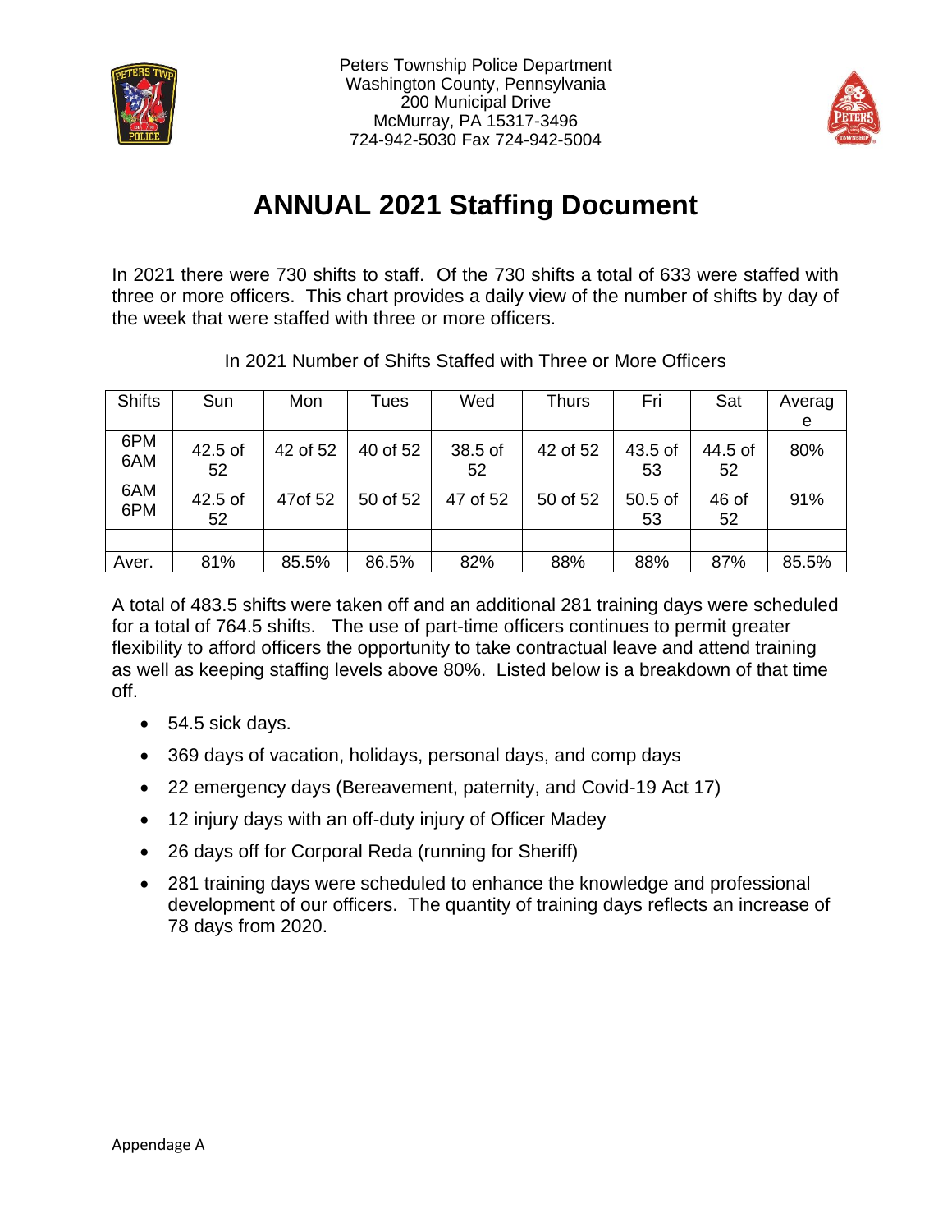Peters Township Police Department
Washington County, Pennsylvania
200 Municipal Drive
McMurray, PA 15317-3496
724-942-5030 Fax 724-942-5004

# ANNUAL 2021 Staffing Document

In 2021 there were 730 shifts to staff. Of the 730 shifts a total of 633 were staffed with three or more officers. This chart provides a daily view of the number of shifts by day of the week that were staffed with three or more officers.

In 2021 Number of Shifts Staffed with Three or More Officers

| Shifts | Sun | Mon | Tues | Wed | Thurs | Fri | Sat | Average |
|---|---|---|---|---|---|---|---|---|
| 6PM 6AM | 42.5 of 52 | 42 of 52 | 40 of 52 | 38.5 of 52 | 42 of 52 | 43.5 of 53 | 44.5 of 52 | 80% |
| 6AM 6PM | 42.5 of 52 | 47of 52 | 50 of 52 | 47 of 52 | 50 of 52 | 50.5 of 53 | 46 of 52 | 91% |
| | | | | | | | | |
| Aver. | 81% | 85.5% | 86.5% | 82% | 88% | 88% | 87% | 85.5% |

A total of 483.5 shifts were taken off and an additional 281 training days were scheduled for a total of 764.5 shifts. The use of part-time officers continues to permit greater flexibility to afford officers the opportunity to take contractual leave and attend training as well as keeping staffing levels above 80%. Listed below is a breakdown of that time off.

- 54.5 sick days.
- 369 days of vacation, holidays, personal days, and comp days
- 22 emergency days (Bereavement, paternity, and Covid-19 Act 17)
- 12 injury days with an off-duty injury of Officer Madey
- 26 days off for Corporal Reda (running for Sheriff)
- 281 training days were scheduled to enhance the knowledge and professional development of our officers. The quantity of training days reflects an increase of 78 days from 2020.

Appendage A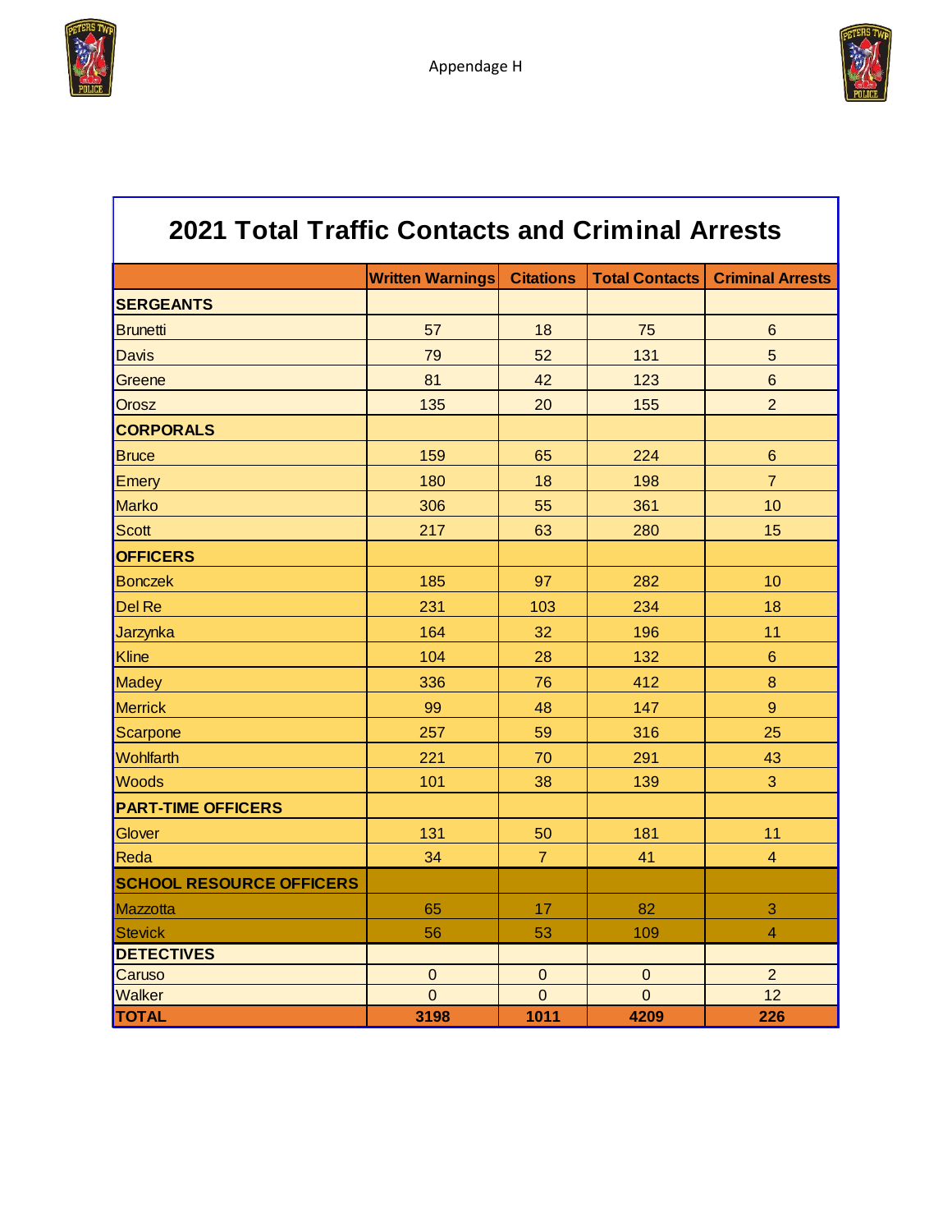Appendage H

# 2021 Total Traffic Contacts and Criminal Arrests

| | Written Warnings | Citations | Total Contacts | Criminal Arrests |
|---|---|---|---|---|
| **SERGEANTS** | | | | |
| Brunetti | 57 | 18 | 75 | 6 |
| Davis | 79 | 52 | 131 | 5 |
| Greene | 81 | 42 | 123 | 6 |
| Orosz | 135 | 20 | 155 | 2 |
| **CORPORALS** | | | | |
| Bruce | 159 | 65 | 224 | 6 |
| Emery | 180 | 18 | 198 | 7 |
| Marko | 306 | 55 | 361 | 10 |
| Scott | 217 | 63 | 280 | 15 |
| **OFFICERS** | | | | |
| Bonczek | 185 | 97 | 282 | 10 |
| Del Re | 231 | 103 | 234 | 18 |
| Jarzynka | 164 | 32 | 196 | 11 |
| Kline | 104 | 28 | 132 | 6 |
| Madey | 336 | 76 | 412 | 8 |
| Merrick | 99 | 48 | 147 | 9 |
| Scarpone | 257 | 59 | 316 | 25 |
| Wohlfarth | 221 | 70 | 291 | 43 |
| Woods | 101 | 38 | 139 | 3 |
| **PART-TIME OFFICERS** | | | | |
| Glover | 131 | 50 | 181 | 11 |
| Reda | 34 | 7 | 41 | 4 |
| **SCHOOL RESOURCE OFFICERS** | | | | |
| Mazzotta | 65 | 17 | 82 | 3 |
| Stevick | 56 | 53 | 109 | 4 |
| **DETECTIVES** | | | | |
| Caruso | 0 | 0 | 0 | 2 |
| Walker | 0 | 0 | 0 | 12 |
| **TOTAL** | **3198** | **1011** | **4209** | **226** |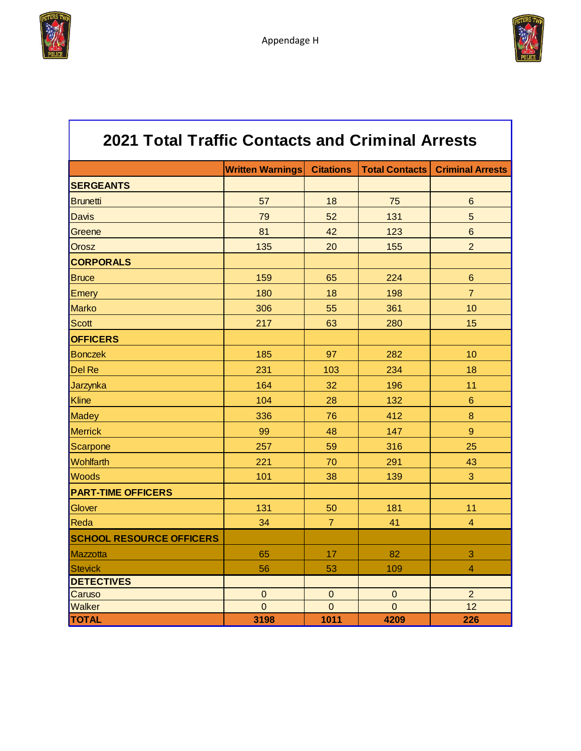Appendage H

## 2021 Total Traffic Contacts and Criminal Arrests

| | Written Warnings | Citations | Total Contacts | Criminal Arrests |
|---|---|---|---|---|
| **SERGEANTS** | | | | |
| Brunetti | 57 | 18 | 75 | 6 |
| Davis | 79 | 52 | 131 | 5 |
| Greene | 81 | 42 | 123 | 6 |
| Orosz | 135 | 20 | 155 | 2 |
| **CORPORALS** | | | | |
| Bruce | 159 | 65 | 224 | 6 |
| Emery | 180 | 18 | 198 | 7 |
| Marko | 306 | 55 | 361 | 10 |
| Scott | 217 | 63 | 280 | 15 |
| **OFFICERS** | | | | |
| Bonczek | 185 | 97 | 282 | 10 |
| Del Re | 231 | 103 | 234 | 18 |
| Jarzynka | 164 | 32 | 196 | 11 |
| Kline | 104 | 28 | 132 | 6 |
| Madey | 336 | 76 | 412 | 8 |
| Merrick | 99 | 48 | 147 | 9 |
| Scarpone | 257 | 59 | 316 | 25 |
| Wohlfarth | 221 | 70 | 291 | 43 |
| Woods | 101 | 38 | 139 | 3 |
| **PART-TIME OFFICERS** | | | | |
| Glover | 131 | 50 | 181 | 11 |
| Reda | 34 | 7 | 41 | 4 |
| **SCHOOL RESOURCE OFFICERS** | | | | |
| Mazzotta | 65 | 17 | 82 | 3 |
| Stevick | 56 | 53 | 109 | 4 |
| **DETECTIVES** | | | | |
| Caruso | 0 | 0 | 0 | 2 |
| Walker | 0 | 0 | 0 | 12 |
| **TOTAL** | **3198** | **1011** | **4209** | **226** |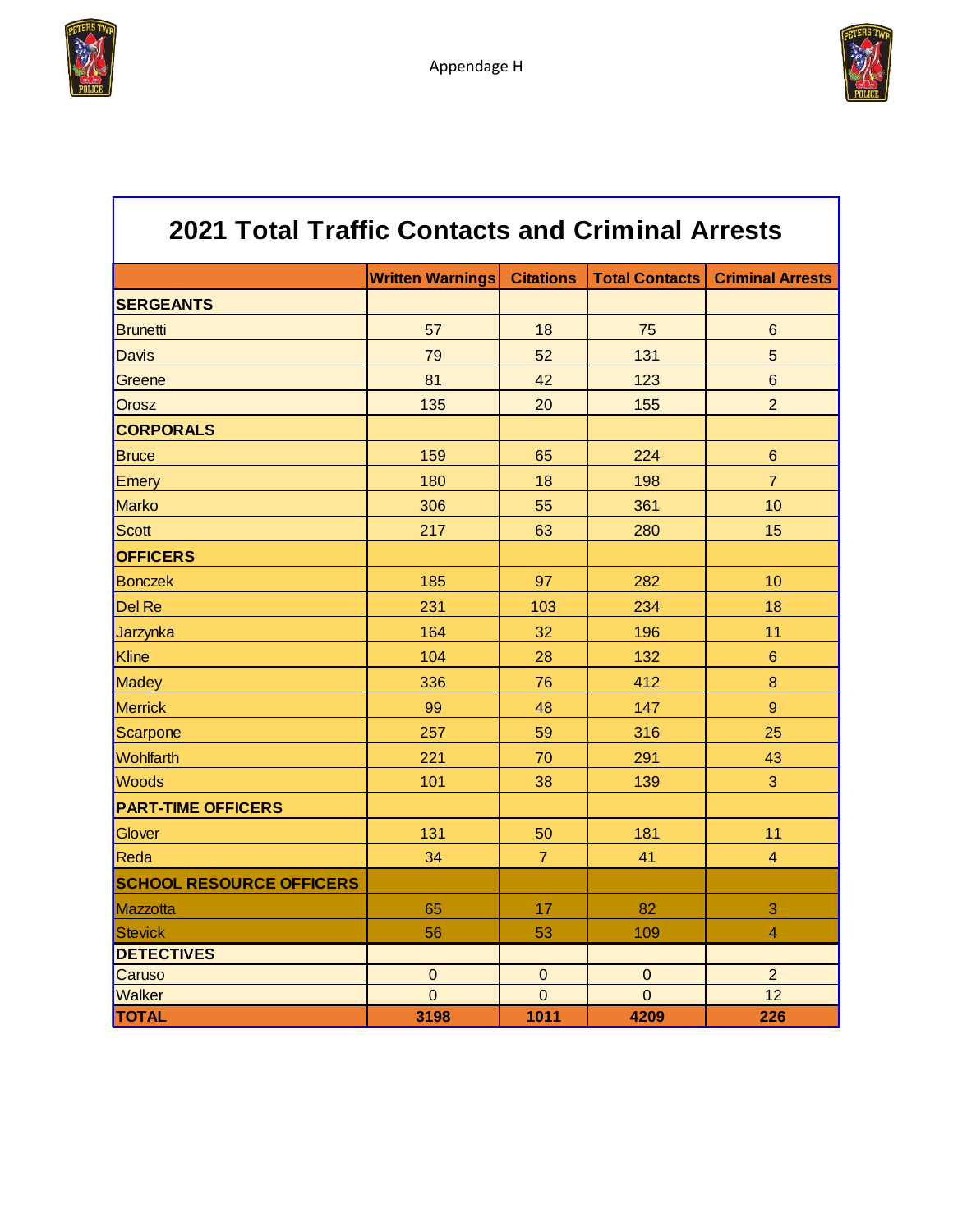Appendage H

## 2021 Total Traffic Contacts and Criminal Arrests

| | Written Warnings | Citations | Total Contacts | Criminal Arrests |
|---|---|---|---|---|
| **SERGEANTS** | | | | |
| Brunetti | 57 | 18 | 75 | 6 |
| Davis | 79 | 52 | 131 | 5 |
| Greene | 81 | 42 | 123 | 6 |
| Orosz | 135 | 20 | 155 | 2 |
| **CORPORALS** | | | | |
| Bruce | 159 | 65 | 224 | 6 |
| Emery | 180 | 18 | 198 | 7 |
| Marko | 306 | 55 | 361 | 10 |
| Scott | 217 | 63 | 280 | 15 |
| **OFFICERS** | | | | |
| Bonczek | 185 | 97 | 282 | 10 |
| Del Re | 231 | 103 | 234 | 18 |
| Jarzynka | 164 | 32 | 196 | 11 |
| Kline | 104 | 28 | 132 | 6 |
| Madey | 336 | 76 | 412 | 8 |
| Merrick | 99 | 48 | 147 | 9 |
| Scarpone | 257 | 59 | 316 | 25 |
| Wohlfarth | 221 | 70 | 291 | 43 |
| Woods | 101 | 38 | 139 | 3 |
| **PART-TIME OFFICERS** | | | | |
| Glover | 131 | 50 | 181 | 11 |
| Reda | 34 | 7 | 41 | 4 |
| **SCHOOL RESOURCE OFFICERS** | | | | |
| Mazzotta | 65 | 17 | 82 | 3 |
| Stevick | 56 | 53 | 109 | 4 |
| **DETECTIVES** | | | | |
| Caruso | 0 | 0 | 0 | 2 |
| Walker | 0 | 0 | 0 | 12 |
| **TOTAL** | **3198** | **1011** | **4209** | **226** |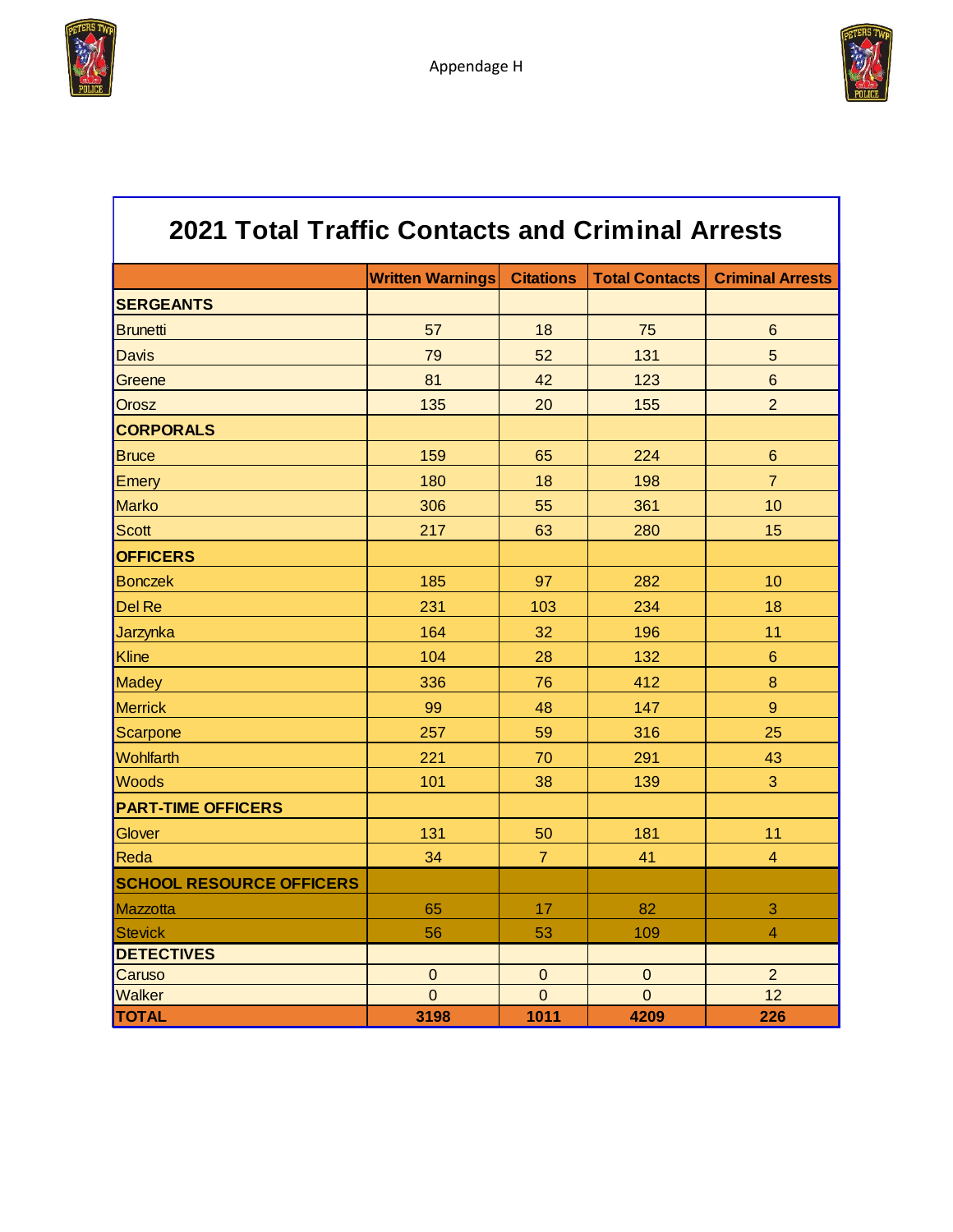Appendage H

## 2021 Total Traffic Contacts and Criminal Arrests

| | Written Warnings | Citations | Total Contacts | Criminal Arrests |
|---|---|---|---|---|
| **SERGEANTS** | | | | |
| Brunetti | 57 | 18 | 75 | 6 |
| Davis | 79 | 52 | 131 | 5 |
| Greene | 81 | 42 | 123 | 6 |
| Orosz | 135 | 20 | 155 | 2 |
| **CORPORALS** | | | | |
| Bruce | 159 | 65 | 224 | 6 |
| Emery | 180 | 18 | 198 | 7 |
| Marko | 306 | 55 | 361 | 10 |
| Scott | 217 | 63 | 280 | 15 |
| **OFFICERS** | | | | |
| Bonczek | 185 | 97 | 282 | 10 |
| Del Re | 231 | 103 | 234 | 18 |
| Jarzynka | 164 | 32 | 196 | 11 |
| Kline | 104 | 28 | 132 | 6 |
| Madey | 336 | 76 | 412 | 8 |
| Merrick | 99 | 48 | 147 | 9 |
| Scarpone | 257 | 59 | 316 | 25 |
| Wohlfarth | 221 | 70 | 291 | 43 |
| Woods | 101 | 38 | 139 | 3 |
| **PART-TIME OFFICERS** | | | | |
| Glover | 131 | 50 | 181 | 11 |
| Reda | 34 | 7 | 41 | 4 |
| **SCHOOL RESOURCE OFFICERS** | | | | |
| Mazzotta | 65 | 17 | 82 | 3 |
| Stevick | 56 | 53 | 109 | 4 |
| **DETECTIVES** | | | | |
| Caruso | 0 | 0 | 0 | 2 |
| Walker | 0 | 0 | 0 | 12 |
| **TOTAL** | **3198** | **1011** | **4209** | **226** |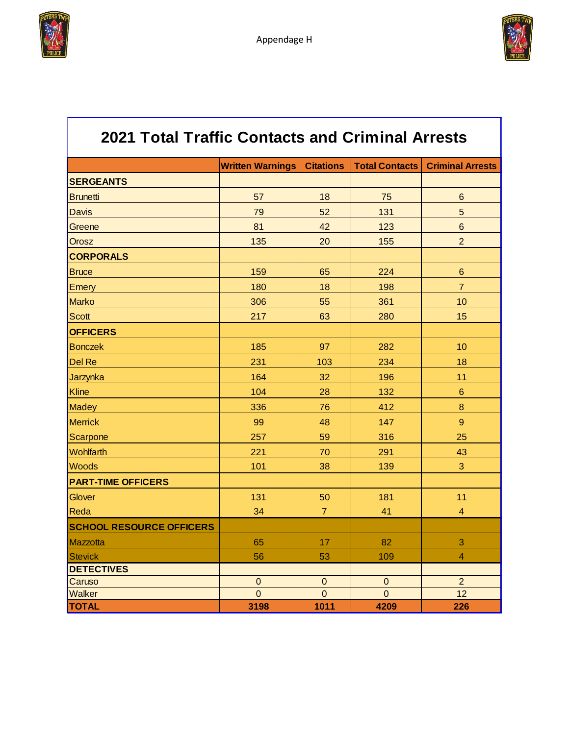Appendage H

# 2021 Total Traffic Contacts and Criminal Arrests

| | Written Warnings | Citations | Total Contacts | Criminal Arrests |
|---|---|---|---|---|
| **SERGEANTS** | | | | |
| Brunetti | 57 | 18 | 75 | 6 |
| Davis | 79 | 52 | 131 | 5 |
| Greene | 81 | 42 | 123 | 6 |
| Orosz | 135 | 20 | 155 | 2 |
| **CORPORALS** | | | | |
| Bruce | 159 | 65 | 224 | 6 |
| Emery | 180 | 18 | 198 | 7 |
| Marko | 306 | 55 | 361 | 10 |
| Scott | 217 | 63 | 280 | 15 |
| **OFFICERS** | | | | |
| Bonczek | 185 | 97 | 282 | 10 |
| Del Re | 231 | 103 | 234 | 18 |
| Jarzynka | 164 | 32 | 196 | 11 |
| Kline | 104 | 28 | 132 | 6 |
| Madey | 336 | 76 | 412 | 8 |
| Merrick | 99 | 48 | 147 | 9 |
| Scarpone | 257 | 59 | 316 | 25 |
| Wohlfarth | 221 | 70 | 291 | 43 |
| Woods | 101 | 38 | 139 | 3 |
| **PART-TIME OFFICERS** | | | | |
| Glover | 131 | 50 | 181 | 11 |
| Reda | 34 | 7 | 41 | 4 |
| **SCHOOL RESOURCE OFFICERS** | | | | |
| Mazzotta | 65 | 17 | 82 | 3 |
| Stevick | 56 | 53 | 109 | 4 |
| **DETECTIVES** | | | | |
| Caruso | 0 | 0 | 0 | 2 |
| Walker | 0 | 0 | 0 | 12 |
| **TOTAL** | **3198** | **1011** | **4209** | **226** |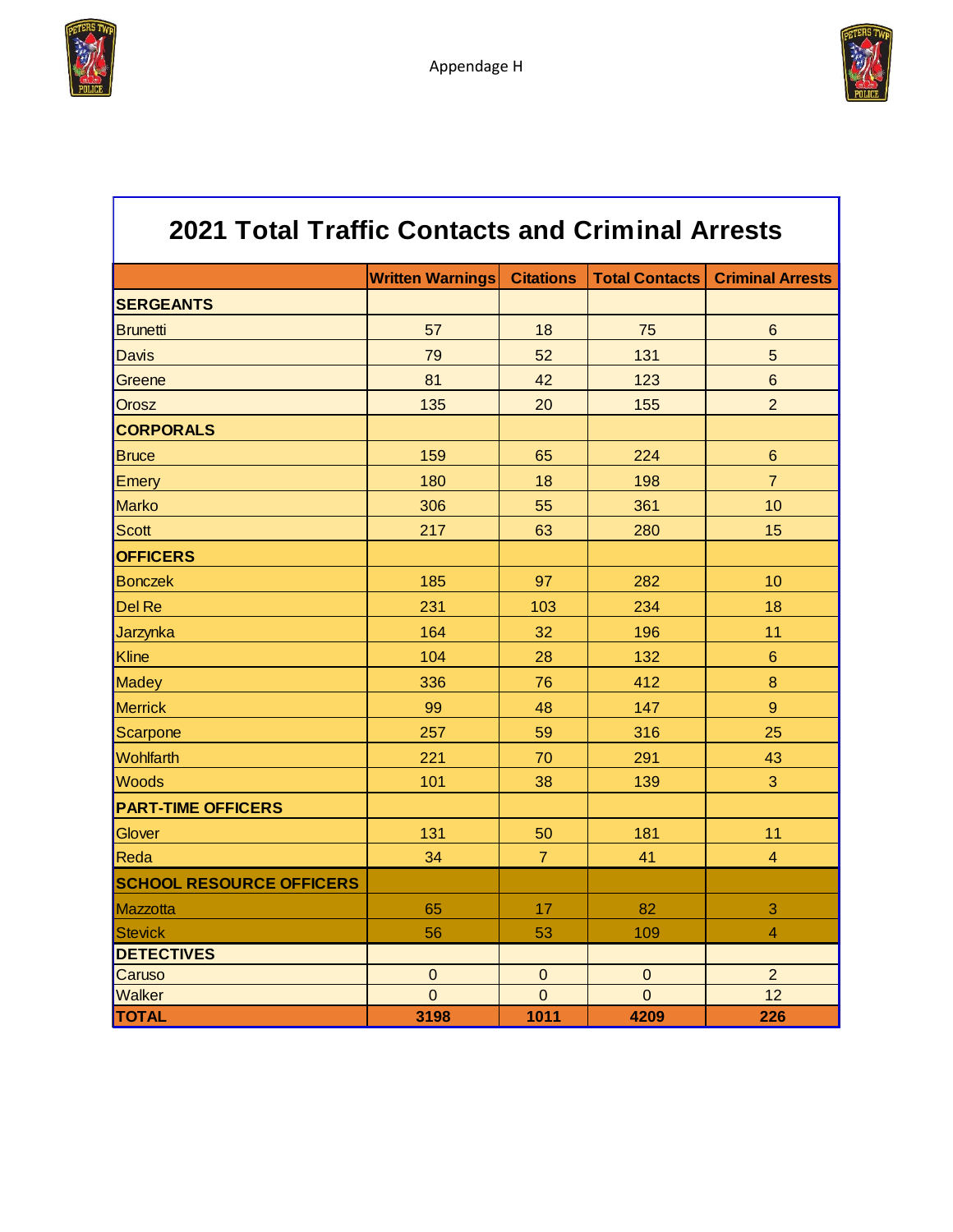Appendage H

# 2021 Total Traffic Contacts and Criminal Arrests

| | Written Warnings | Citations | Total Contacts | Criminal Arrests |
|---|---|---|---|---|
| **SERGEANTS** | | | | |
| Brunetti | 57 | 18 | 75 | 6 |
| Davis | 79 | 52 | 131 | 5 |
| Greene | 81 | 42 | 123 | 6 |
| Orosz | 135 | 20 | 155 | 2 |
| **CORPORALS** | | | | |
| Bruce | 159 | 65 | 224 | 6 |
| Emery | 180 | 18 | 198 | 7 |
| Marko | 306 | 55 | 361 | 10 |
| Scott | 217 | 63 | 280 | 15 |
| **OFFICERS** | | | | |
| Bonczek | 185 | 97 | 282 | 10 |
| Del Re | 231 | 103 | 234 | 18 |
| Jarzynka | 164 | 32 | 196 | 11 |
| Kline | 104 | 28 | 132 | 6 |
| Madey | 336 | 76 | 412 | 8 |
| Merrick | 99 | 48 | 147 | 9 |
| Scarpone | 257 | 59 | 316 | 25 |
| Wohlfarth | 221 | 70 | 291 | 43 |
| Woods | 101 | 38 | 139 | 3 |
| **PART-TIME OFFICERS** | | | | |
| Glover | 131 | 50 | 181 | 11 |
| Reda | 34 | 7 | 41 | 4 |
| **SCHOOL RESOURCE OFFICERS** | | | | |
| Mazzotta | 65 | 17 | 82 | 3 |
| Stevick | 56 | 53 | 109 | 4 |
| **DETECTIVES** | | | | |
| Caruso | 0 | 0 | 0 | 2 |
| Walker | 0 | 0 | 0 | 12 |
| **TOTAL** | **3198** | **1011** | **4209** | **226** |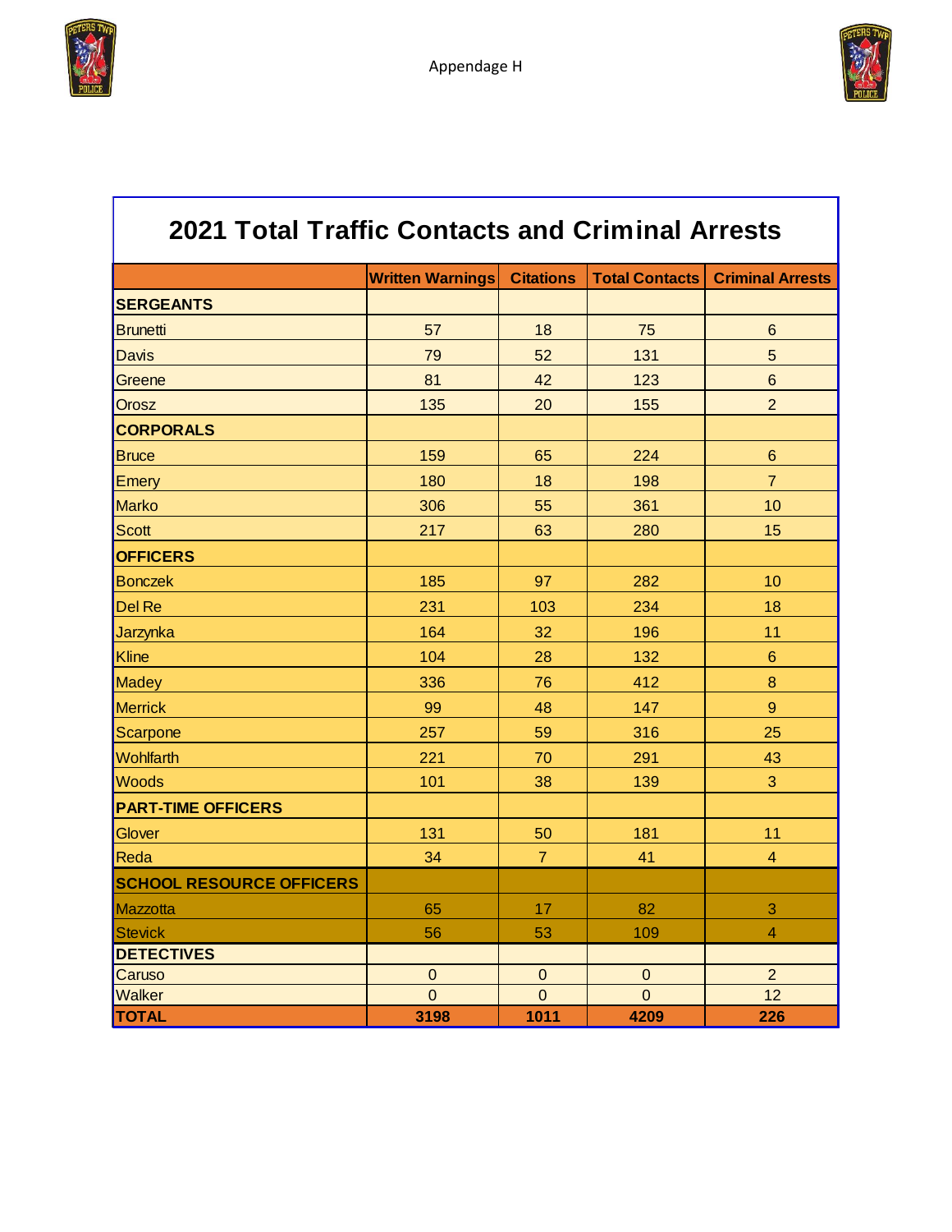Appendage H

## 2021 Total Traffic Contacts and Criminal Arrests

| | Written Warnings | Citations | Total Contacts | Criminal Arrests |
|---|---|---|---|---|
| **SERGEANTS** | | | | |
| Brunetti | 57 | 18 | 75 | 6 |
| Davis | 79 | 52 | 131 | 5 |
| Greene | 81 | 42 | 123 | 6 |
| Orosz | 135 | 20 | 155 | 2 |
| **CORPORALS** | | | | |
| Bruce | 159 | 65 | 224 | 6 |
| Emery | 180 | 18 | 198 | 7 |
| Marko | 306 | 55 | 361 | 10 |
| Scott | 217 | 63 | 280 | 15 |
| **OFFICERS** | | | | |
| Bonczek | 185 | 97 | 282 | 10 |
| Del Re | 231 | 103 | 234 | 18 |
| Jarzynka | 164 | 32 | 196 | 11 |
| Kline | 104 | 28 | 132 | 6 |
| Madey | 336 | 76 | 412 | 8 |
| Merrick | 99 | 48 | 147 | 9 |
| Scarpone | 257 | 59 | 316 | 25 |
| Wohlfarth | 221 | 70 | 291 | 43 |
| Woods | 101 | 38 | 139 | 3 |
| **PART-TIME OFFICERS** | | | | |
| Glover | 131 | 50 | 181 | 11 |
| Reda | 34 | 7 | 41 | 4 |
| **SCHOOL RESOURCE OFFICERS** | | | | |
| Mazzotta | 65 | 17 | 82 | 3 |
| Stevick | 56 | 53 | 109 | 4 |
| **DETECTIVES** | | | | |
| Caruso | 0 | 0 | 0 | 2 |
| Walker | 0 | 0 | 0 | 12 |
| **TOTAL** | **3198** | **1011** | **4209** | **226** |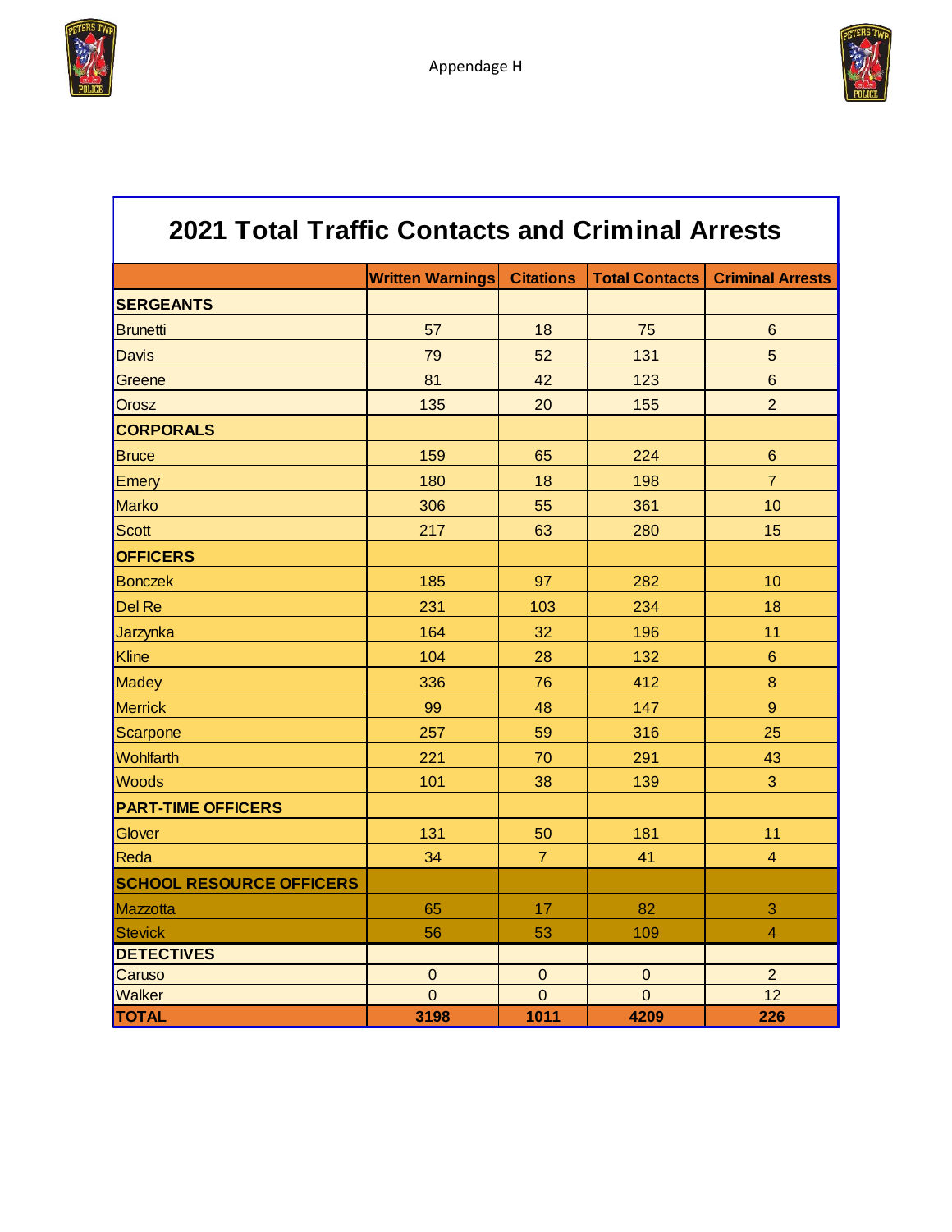Appendage H

## 2021 Total Traffic Contacts and Criminal Arrests

| | Written Warnings | Citations | Total Contacts | Criminal Arrests |
|---|---|---|---|---|
| **SERGEANTS** | | | | |
| Brunetti | 57 | 18 | 75 | 6 |
| Davis | 79 | 52 | 131 | 5 |
| Greene | 81 | 42 | 123 | 6 |
| Orosz | 135 | 20 | 155 | 2 |
| **CORPORALS** | | | | |
| Bruce | 159 | 65 | 224 | 6 |
| Emery | 180 | 18 | 198 | 7 |
| Marko | 306 | 55 | 361 | 10 |
| Scott | 217 | 63 | 280 | 15 |
| **OFFICERS** | | | | |
| Bonczek | 185 | 97 | 282 | 10 |
| Del Re | 231 | 103 | 234 | 18 |
| Jarzynka | 164 | 32 | 196 | 11 |
| Kline | 104 | 28 | 132 | 6 |
| Madey | 336 | 76 | 412 | 8 |
| Merrick | 99 | 48 | 147 | 9 |
| Scarpone | 257 | 59 | 316 | 25 |
| Wohlfarth | 221 | 70 | 291 | 43 |
| Woods | 101 | 38 | 139 | 3 |
| **PART-TIME OFFICERS** | | | | |
| Glover | 131 | 50 | 181 | 11 |
| Reda | 34 | 7 | 41 | 4 |
| **SCHOOL RESOURCE OFFICERS** | | | | |
| Mazzotta | 65 | 17 | 82 | 3 |
| Stevick | 56 | 53 | 109 | 4 |
| **DETECTIVES** | | | | |
| Caruso | 0 | 0 | 0 | 2 |
| Walker | 0 | 0 | 0 | 12 |
| **TOTAL** | **3198** | **1011** | **4209** | **226** |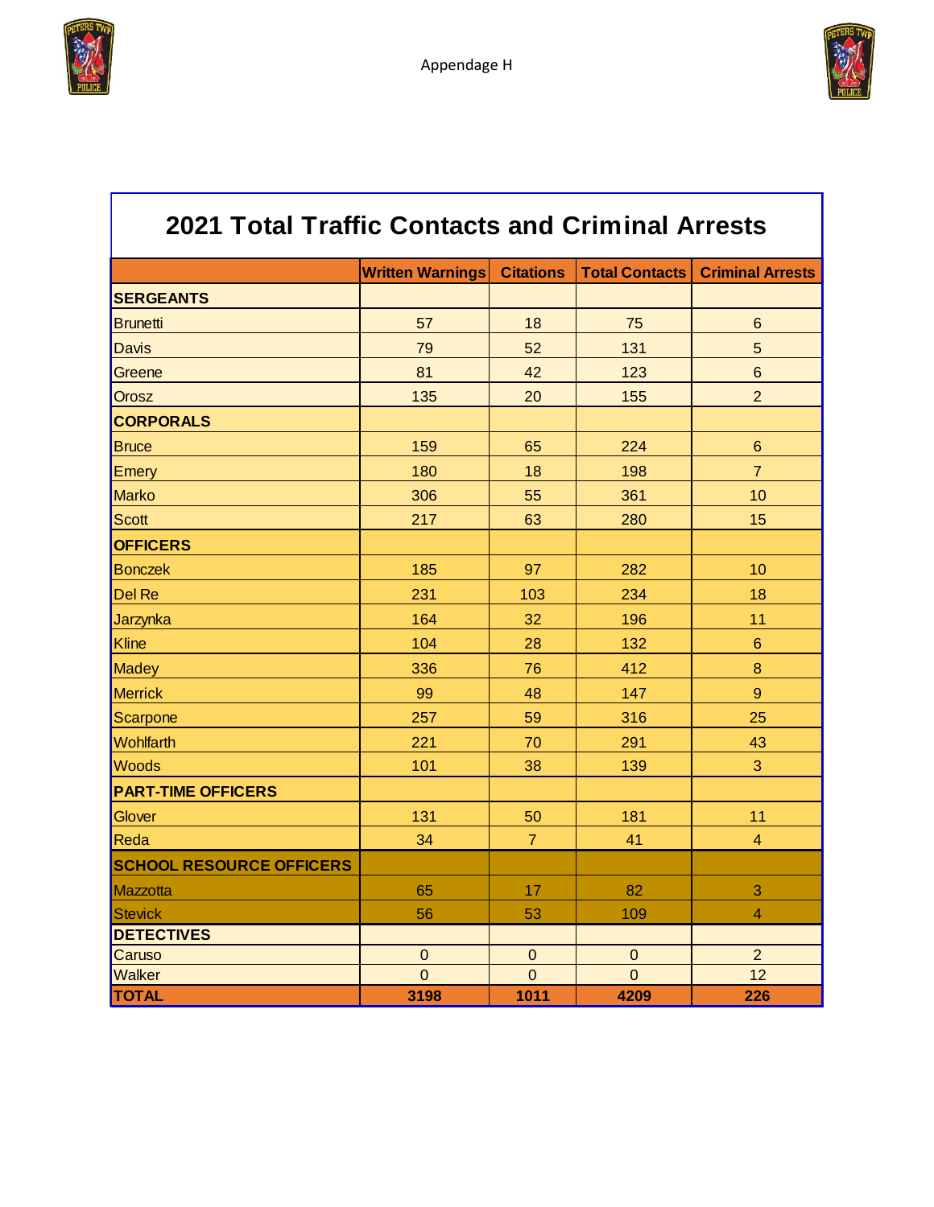Appendage H

## 2021 Total Traffic Contacts and Criminal Arrests

| | Written Warnings | Citations | Total Contacts | Criminal Arrests |
|---|---|---|---|---|
| **SERGEANTS** | | | | |
| Brunetti | 57 | 18 | 75 | 6 |
| Davis | 79 | 52 | 131 | 5 |
| Greene | 81 | 42 | 123 | 6 |
| Orosz | 135 | 20 | 155 | 2 |
| **CORPORALS** | | | | |
| Bruce | 159 | 65 | 224 | 6 |
| Emery | 180 | 18 | 198 | 7 |
| Marko | 306 | 55 | 361 | 10 |
| Scott | 217 | 63 | 280 | 15 |
| **OFFICERS** | | | | |
| Bonczek | 185 | 97 | 282 | 10 |
| Del Re | 231 | 103 | 234 | 18 |
| Jarzynka | 164 | 32 | 196 | 11 |
| Kline | 104 | 28 | 132 | 6 |
| Madey | 336 | 76 | 412 | 8 |
| Merrick | 99 | 48 | 147 | 9 |
| Scarpone | 257 | 59 | 316 | 25 |
| Wohlfarth | 221 | 70 | 291 | 43 |
| Woods | 101 | 38 | 139 | 3 |
| **PART-TIME OFFICERS** | | | | |
| Glover | 131 | 50 | 181 | 11 |
| Reda | 34 | 7 | 41 | 4 |
| **SCHOOL RESOURCE OFFICERS** | | | | |
| Mazzotta | 65 | 17 | 82 | 3 |
| Stevick | 56 | 53 | 109 | 4 |
| **DETECTIVES** | | | | |
| Caruso | 0 | 0 | 0 | 2 |
| Walker | 0 | 0 | 0 | 12 |
| **TOTAL** | **3198** | **1011** | **4209** | **226** |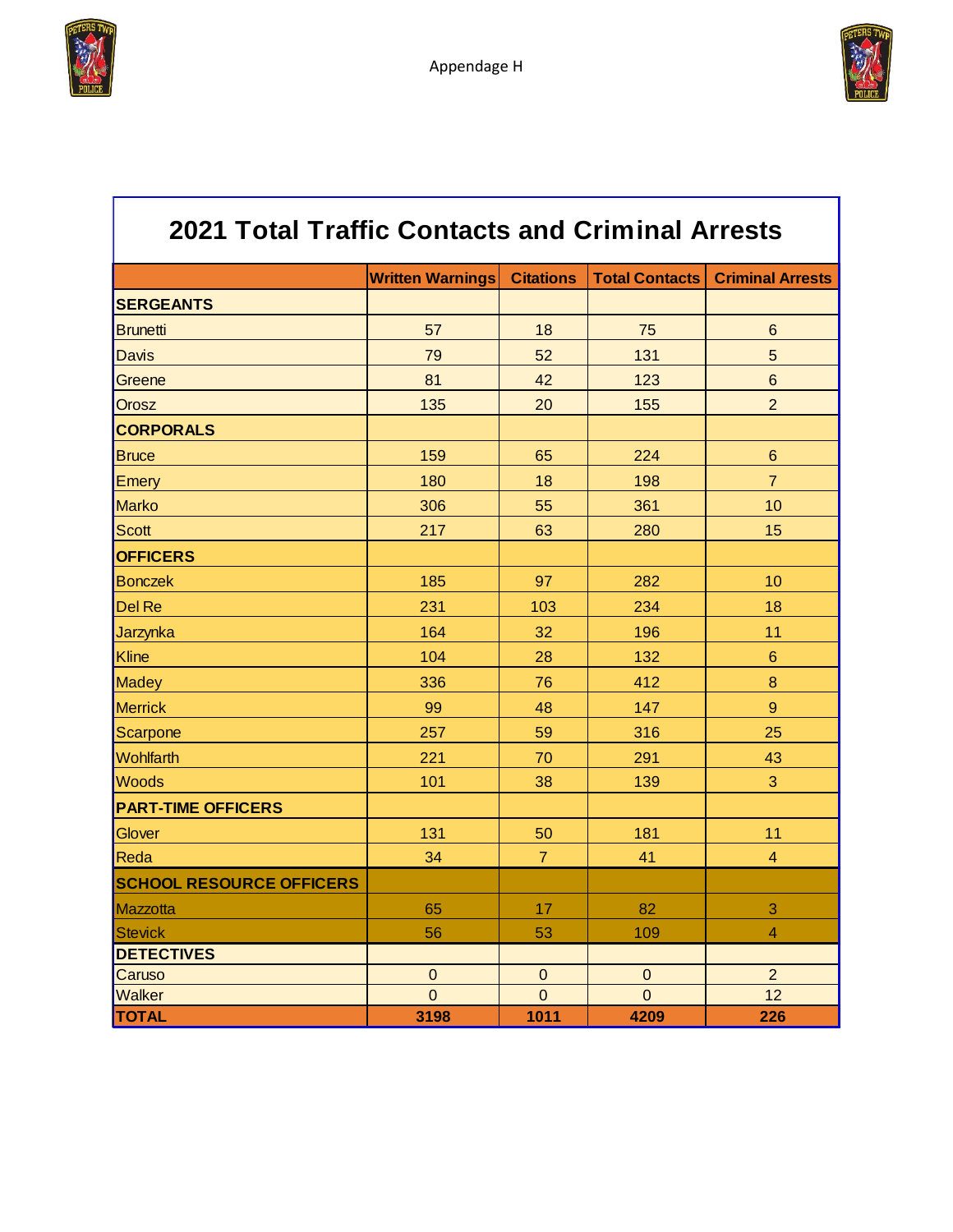Appendage H

## 2021 Total Traffic Contacts and Criminal Arrests

| | Written Warnings | Citations | Total Contacts | Criminal Arrests |
|---|---|---|---|---|
| **SERGEANTS** | | | | |
| Brunetti | 57 | 18 | 75 | 6 |
| Davis | 79 | 52 | 131 | 5 |
| Greene | 81 | 42 | 123 | 6 |
| Orosz | 135 | 20 | 155 | 2 |
| **CORPORALS** | | | | |
| Bruce | 159 | 65 | 224 | 6 |
| Emery | 180 | 18 | 198 | 7 |
| Marko | 306 | 55 | 361 | 10 |
| Scott | 217 | 63 | 280 | 15 |
| **OFFICERS** | | | | |
| Bonczek | 185 | 97 | 282 | 10 |
| Del Re | 231 | 103 | 234 | 18 |
| Jarzynka | 164 | 32 | 196 | 11 |
| Kline | 104 | 28 | 132 | 6 |
| Madey | 336 | 76 | 412 | 8 |
| Merrick | 99 | 48 | 147 | 9 |
| Scarpone | 257 | 59 | 316 | 25 |
| Wohlfarth | 221 | 70 | 291 | 43 |
| Woods | 101 | 38 | 139 | 3 |
| **PART-TIME OFFICERS** | | | | |
| Glover | 131 | 50 | 181 | 11 |
| Reda | 34 | 7 | 41 | 4 |
| **SCHOOL RESOURCE OFFICERS** | | | | |
| Mazzotta | 65 | 17 | 82 | 3 |
| Stevick | 56 | 53 | 109 | 4 |
| **DETECTIVES** | | | | |
| Caruso | 0 | 0 | 0 | 2 |
| Walker | 0 | 0 | 0 | 12 |
| **TOTAL** | **3198** | **1011** | **4209** | **226** |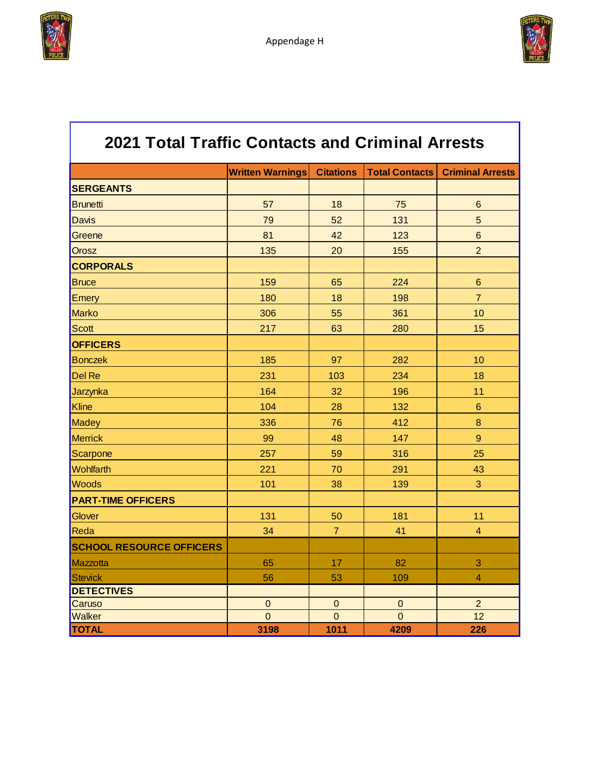Appendage H

## 2021 Total Traffic Contacts and Criminal Arrests

| | Written Warnings | Citations | Total Contacts | Criminal Arrests |
|---|---|---|---|---|
| **SERGEANTS** | | | | |
| Brunetti | 57 | 18 | 75 | 6 |
| Davis | 79 | 52 | 131 | 5 |
| Greene | 81 | 42 | 123 | 6 |
| Orosz | 135 | 20 | 155 | 2 |
| **CORPORALS** | | | | |
| Bruce | 159 | 65 | 224 | 6 |
| Emery | 180 | 18 | 198 | 7 |
| Marko | 306 | 55 | 361 | 10 |
| Scott | 217 | 63 | 280 | 15 |
| **OFFICERS** | | | | |
| Bonczek | 185 | 97 | 282 | 10 |
| Del Re | 231 | 103 | 234 | 18 |
| Jarzynka | 164 | 32 | 196 | 11 |
| Kline | 104 | 28 | 132 | 6 |
| Madey | 336 | 76 | 412 | 8 |
| Merrick | 99 | 48 | 147 | 9 |
| Scarpone | 257 | 59 | 316 | 25 |
| Wohlfarth | 221 | 70 | 291 | 43 |
| Woods | 101 | 38 | 139 | 3 |
| **PART-TIME OFFICERS** | | | | |
| Glover | 131 | 50 | 181 | 11 |
| Reda | 34 | 7 | 41 | 4 |
| **SCHOOL RESOURCE OFFICERS** | | | | |
| Mazzotta | 65 | 17 | 82 | 3 |
| Stevick | 56 | 53 | 109 | 4 |
| **DETECTIVES** | | | | |
| Caruso | 0 | 0 | 0 | 2 |
| Walker | 0 | 0 | 0 | 12 |
| **TOTAL** | **3198** | **1011** | **4209** | **226** |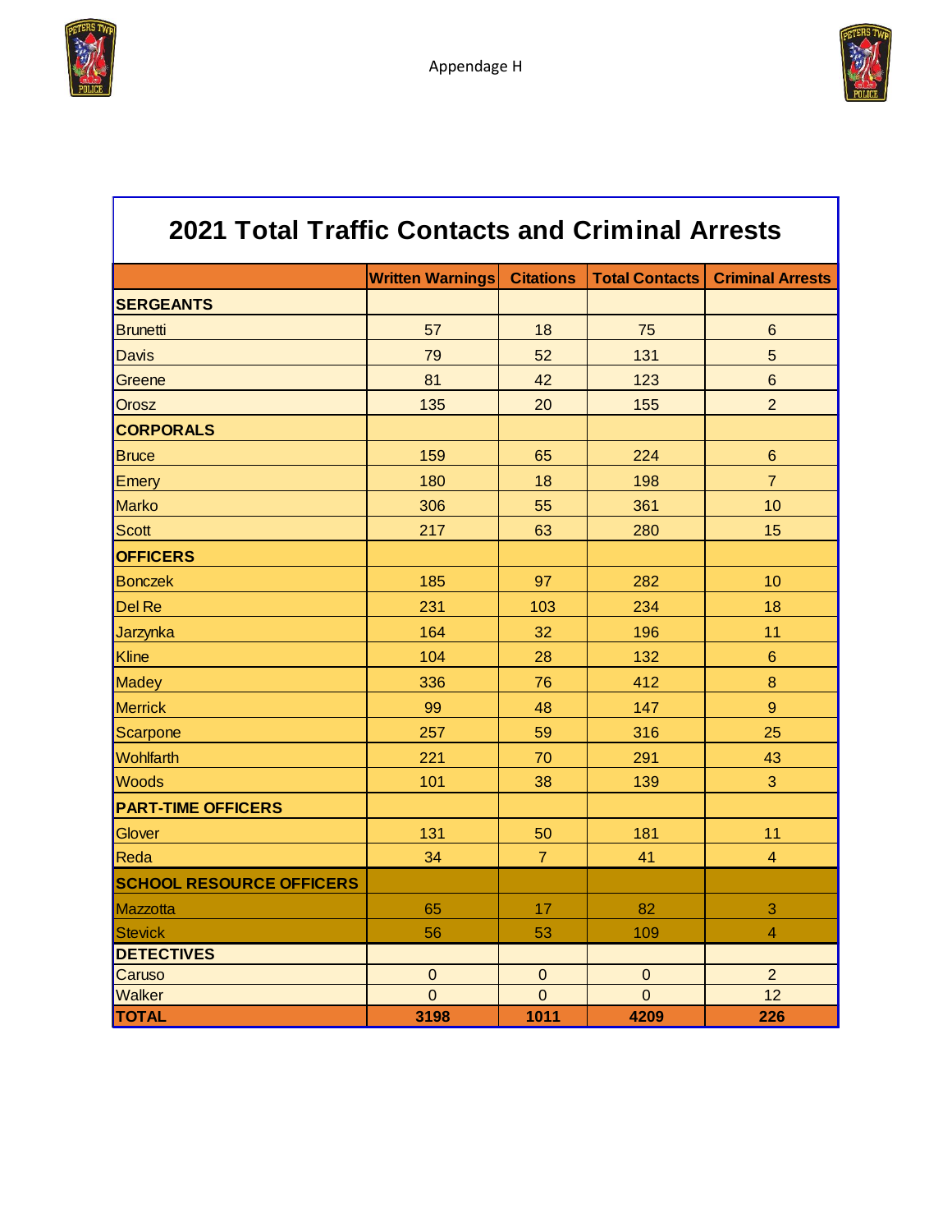Appendage H

# 2021 Total Traffic Contacts and Criminal Arrests

| | Written Warnings | Citations | Total Contacts | Criminal Arrests |
|---|---|---|---|---|
| **SERGEANTS** | | | | |
| Brunetti | 57 | 18 | 75 | 6 |
| Davis | 79 | 52 | 131 | 5 |
| Greene | 81 | 42 | 123 | 6 |
| Orosz | 135 | 20 | 155 | 2 |
| **CORPORALS** | | | | |
| Bruce | 159 | 65 | 224 | 6 |
| Emery | 180 | 18 | 198 | 7 |
| Marko | 306 | 55 | 361 | 10 |
| Scott | 217 | 63 | 280 | 15 |
| **OFFICERS** | | | | |
| Bonczek | 185 | 97 | 282 | 10 |
| Del Re | 231 | 103 | 234 | 18 |
| Jarzynka | 164 | 32 | 196 | 11 |
| Kline | 104 | 28 | 132 | 6 |
| Madey | 336 | 76 | 412 | 8 |
| Merrick | 99 | 48 | 147 | 9 |
| Scarpone | 257 | 59 | 316 | 25 |
| Wohlfarth | 221 | 70 | 291 | 43 |
| Woods | 101 | 38 | 139 | 3 |
| **PART-TIME OFFICERS** | | | | |
| Glover | 131 | 50 | 181 | 11 |
| Reda | 34 | 7 | 41 | 4 |
| **SCHOOL RESOURCE OFFICERS** | | | | |
| Mazzotta | 65 | 17 | 82 | 3 |
| Stevick | 56 | 53 | 109 | 4 |
| **DETECTIVES** | | | | |
| Caruso | 0 | 0 | 0 | 2 |
| Walker | 0 | 0 | 0 | 12 |
| **TOTAL** | **3198** | **1011** | **4209** | **226** |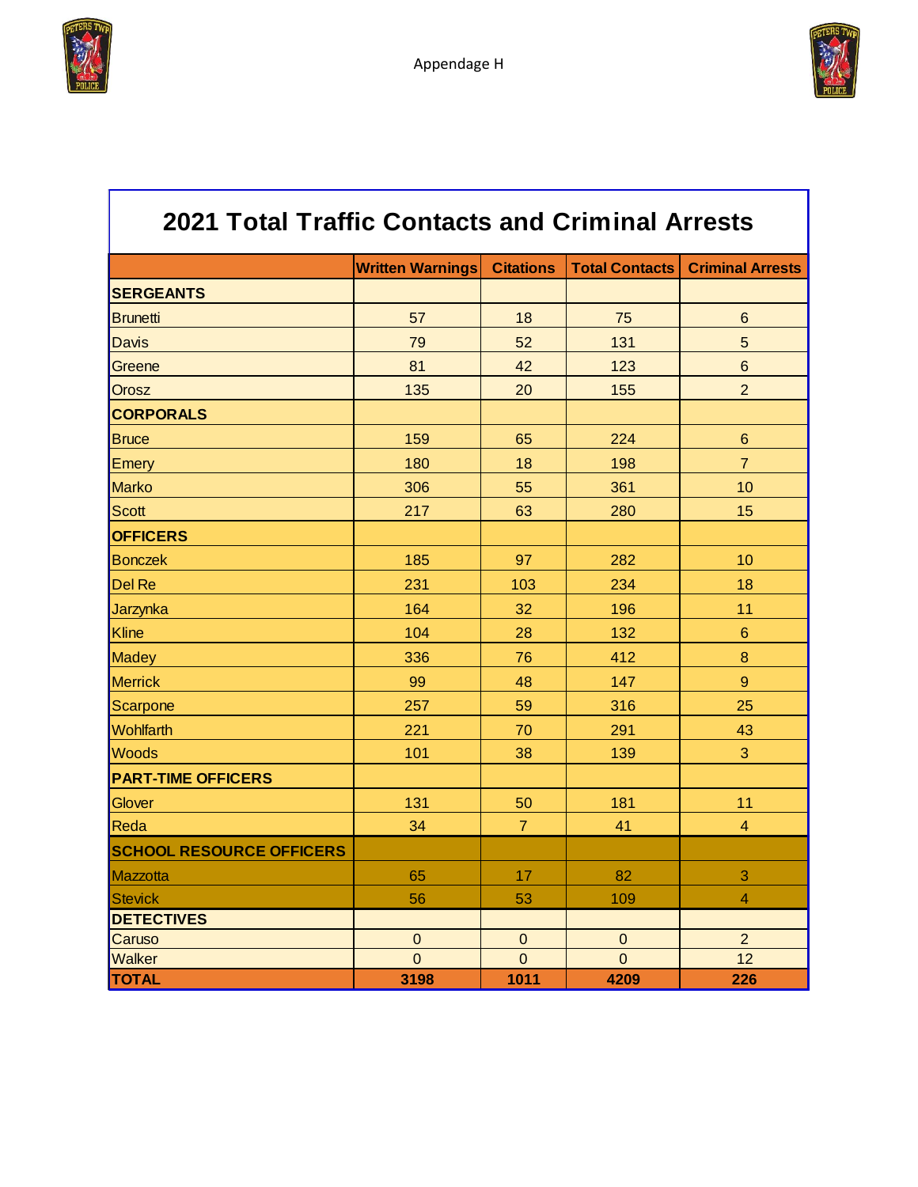Appendage H

## 2021 Total Traffic Contacts and Criminal Arrests

| | Written Warnings | Citations | Total Contacts | Criminal Arrests |
|---|---|---|---|---|
| **SERGEANTS** | | | | |
| Brunetti | 57 | 18 | 75 | 6 |
| Davis | 79 | 52 | 131 | 5 |
| Greene | 81 | 42 | 123 | 6 |
| Orosz | 135 | 20 | 155 | 2 |
| **CORPORALS** | | | | |
| Bruce | 159 | 65 | 224 | 6 |
| Emery | 180 | 18 | 198 | 7 |
| Marko | 306 | 55 | 361 | 10 |
| Scott | 217 | 63 | 280 | 15 |
| **OFFICERS** | | | | |
| Bonczek | 185 | 97 | 282 | 10 |
| Del Re | 231 | 103 | 234 | 18 |
| Jarzynka | 164 | 32 | 196 | 11 |
| Kline | 104 | 28 | 132 | 6 |
| Madey | 336 | 76 | 412 | 8 |
| Merrick | 99 | 48 | 147 | 9 |
| Scarpone | 257 | 59 | 316 | 25 |
| Wohlfarth | 221 | 70 | 291 | 43 |
| Woods | 101 | 38 | 139 | 3 |
| **PART-TIME OFFICERS** | | | | |
| Glover | 131 | 50 | 181 | 11 |
| Reda | 34 | 7 | 41 | 4 |
| **SCHOOL RESOURCE OFFICERS** | | | | |
| Mazzotta | 65 | 17 | 82 | 3 |
| Stevick | 56 | 53 | 109 | 4 |
| **DETECTIVES** | | | | |
| Caruso | 0 | 0 | 0 | 2 |
| Walker | 0 | 0 | 0 | 12 |
| **TOTAL** | **3198** | **1011** | **4209** | **226** |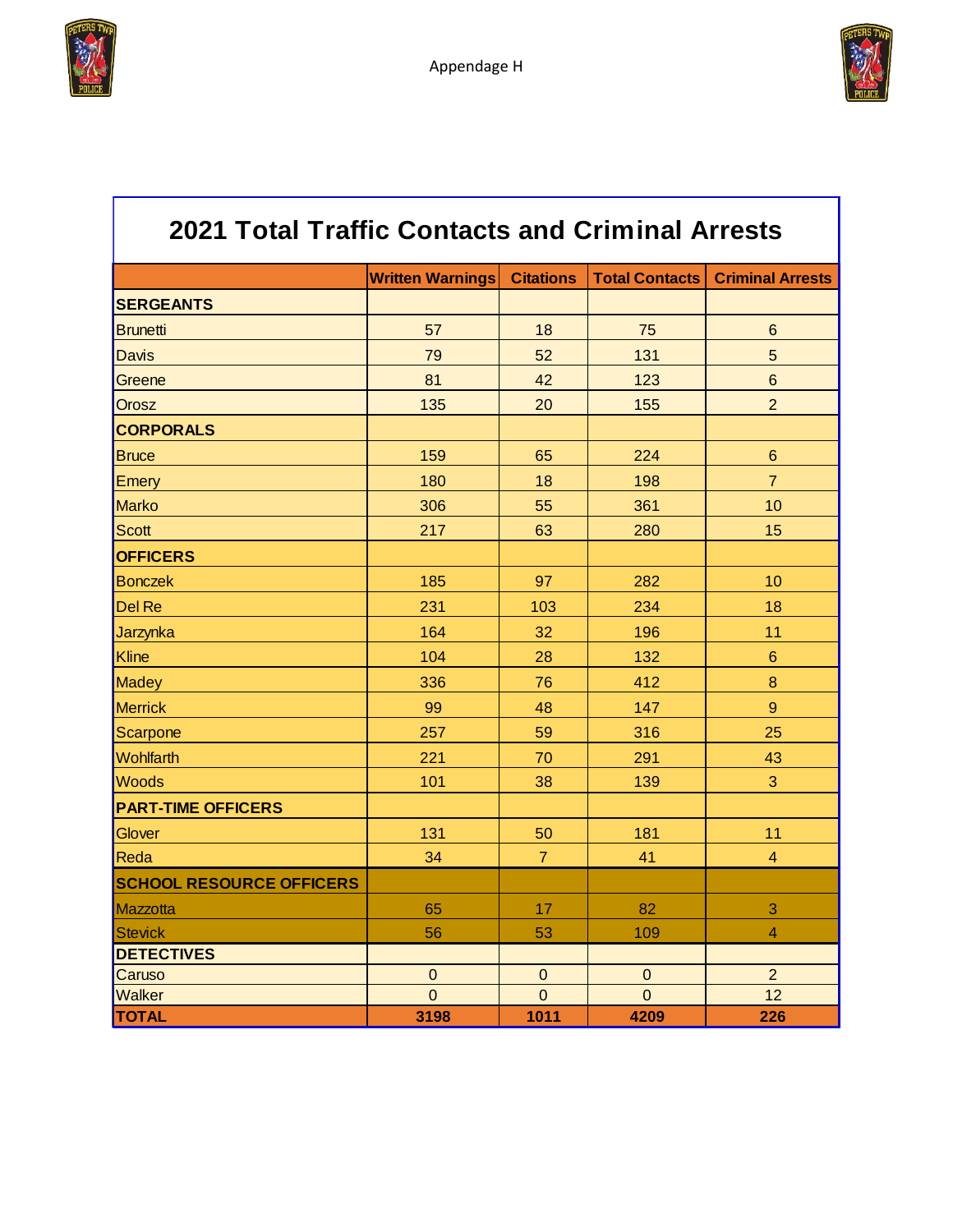Appendage H

## 2021 Total Traffic Contacts and Criminal Arrests

| | Written Warnings | Citations | Total Contacts | Criminal Arrests |
|---|---|---|---|---|
| **SERGEANTS** | | | | |
| Brunetti | 57 | 18 | 75 | 6 |
| Davis | 79 | 52 | 131 | 5 |
| Greene | 81 | 42 | 123 | 6 |
| Orosz | 135 | 20 | 155 | 2 |
| **CORPORALS** | | | | |
| Bruce | 159 | 65 | 224 | 6 |
| Emery | 180 | 18 | 198 | 7 |
| Marko | 306 | 55 | 361 | 10 |
| Scott | 217 | 63 | 280 | 15 |
| **OFFICERS** | | | | |
| Bonczek | 185 | 97 | 282 | 10 |
| Del Re | 231 | 103 | 234 | 18 |
| Jarzynka | 164 | 32 | 196 | 11 |
| Kline | 104 | 28 | 132 | 6 |
| Madey | 336 | 76 | 412 | 8 |
| Merrick | 99 | 48 | 147 | 9 |
| Scarpone | 257 | 59 | 316 | 25 |
| Wohlfarth | 221 | 70 | 291 | 43 |
| Woods | 101 | 38 | 139 | 3 |
| **PART-TIME OFFICERS** | | | | |
| Glover | 131 | 50 | 181 | 11 |
| Reda | 34 | 7 | 41 | 4 |
| **SCHOOL RESOURCE OFFICERS** | | | | |
| Mazzotta | 65 | 17 | 82 | 3 |
| Stevick | 56 | 53 | 109 | 4 |
| **DETECTIVES** | | | | |
| Caruso | 0 | 0 | 0 | 2 |
| Walker | 0 | 0 | 0 | 12 |
| **TOTAL** | **3198** | **1011** | **4209** | **226** |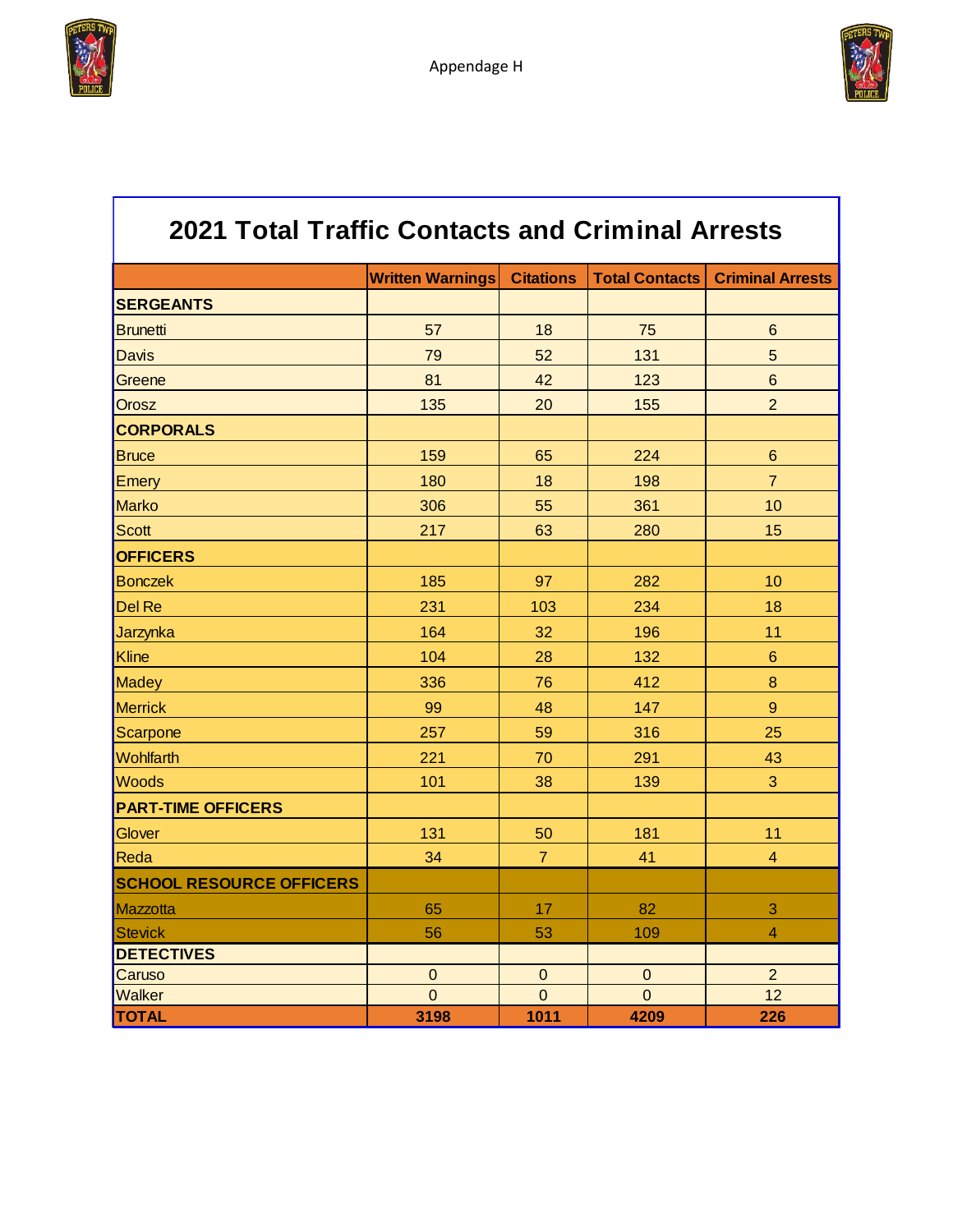Appendage H

# 2021 Total Traffic Contacts and Criminal Arrests

| | Written Warnings | Citations | Total Contacts | Criminal Arrests |
|---|---|---|---|---|
| **SERGEANTS** | | | | |
| Brunetti | 57 | 18 | 75 | 6 |
| Davis | 79 | 52 | 131 | 5 |
| Greene | 81 | 42 | 123 | 6 |
| Orosz | 135 | 20 | 155 | 2 |
| **CORPORALS** | | | | |
| Bruce | 159 | 65 | 224 | 6 |
| Emery | 180 | 18 | 198 | 7 |
| Marko | 306 | 55 | 361 | 10 |
| Scott | 217 | 63 | 280 | 15 |
| **OFFICERS** | | | | |
| Bonczek | 185 | 97 | 282 | 10 |
| Del Re | 231 | 103 | 234 | 18 |
| Jarzynka | 164 | 32 | 196 | 11 |
| Kline | 104 | 28 | 132 | 6 |
| Madey | 336 | 76 | 412 | 8 |
| Merrick | 99 | 48 | 147 | 9 |
| Scarpone | 257 | 59 | 316 | 25 |
| Wohlfarth | 221 | 70 | 291 | 43 |
| Woods | 101 | 38 | 139 | 3 |
| **PART-TIME OFFICERS** | | | | |
| Glover | 131 | 50 | 181 | 11 |
| Reda | 34 | 7 | 41 | 4 |
| **SCHOOL RESOURCE OFFICERS** | | | | |
| Mazzotta | 65 | 17 | 82 | 3 |
| Stevick | 56 | 53 | 109 | 4 |
| **DETECTIVES** | | | | |
| Caruso | 0 | 0 | 0 | 2 |
| Walker | 0 | 0 | 0 | 12 |
| **TOTAL** | **3198** | **1011** | **4209** | **226** |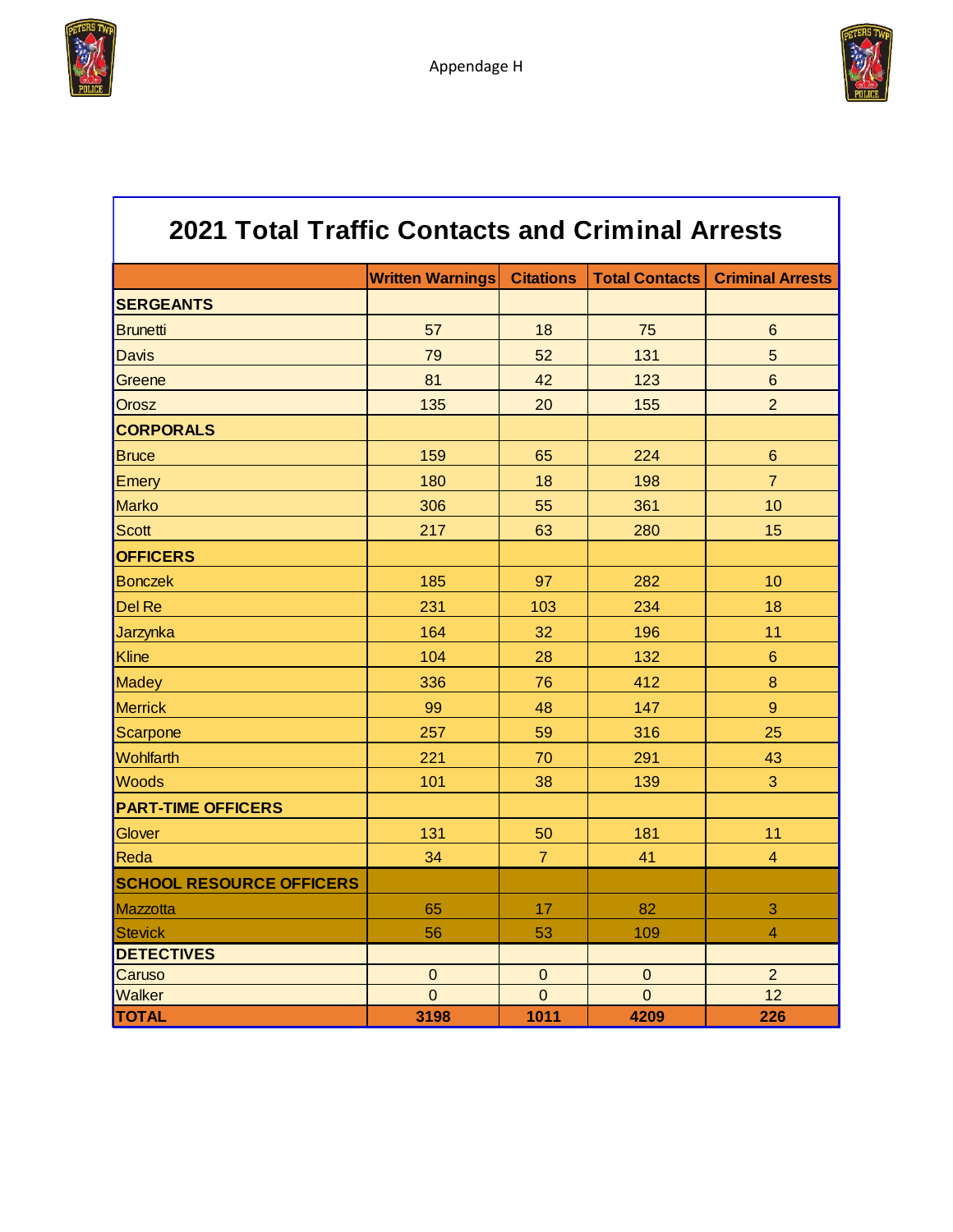Appendage H

## 2021 Total Traffic Contacts and Criminal Arrests

| | Written Warnings | Citations | Total Contacts | Criminal Arrests |
|---|---|---|---|---|
| **SERGEANTS** | | | | |
| Brunetti | 57 | 18 | 75 | 6 |
| Davis | 79 | 52 | 131 | 5 |
| Greene | 81 | 42 | 123 | 6 |
| Orosz | 135 | 20 | 155 | 2 |
| **CORPORALS** | | | | |
| Bruce | 159 | 65 | 224 | 6 |
| Emery | 180 | 18 | 198 | 7 |
| Marko | 306 | 55 | 361 | 10 |
| Scott | 217 | 63 | 280 | 15 |
| **OFFICERS** | | | | |
| Bonczek | 185 | 97 | 282 | 10 |
| Del Re | 231 | 103 | 234 | 18 |
| Jarzynka | 164 | 32 | 196 | 11 |
| Kline | 104 | 28 | 132 | 6 |
| Madey | 336 | 76 | 412 | 8 |
| Merrick | 99 | 48 | 147 | 9 |
| Scarpone | 257 | 59 | 316 | 25 |
| Wohlfarth | 221 | 70 | 291 | 43 |
| Woods | 101 | 38 | 139 | 3 |
| **PART-TIME OFFICERS** | | | | |
| Glover | 131 | 50 | 181 | 11 |
| Reda | 34 | 7 | 41 | 4 |
| **SCHOOL RESOURCE OFFICERS** | | | | |
| Mazzotta | 65 | 17 | 82 | 3 |
| Stevick | 56 | 53 | 109 | 4 |
| **DETECTIVES** | | | | |
| Caruso | 0 | 0 | 0 | 2 |
| Walker | 0 | 0 | 0 | 12 |
| **TOTAL** | **3198** | **1011** | **4209** | **226** |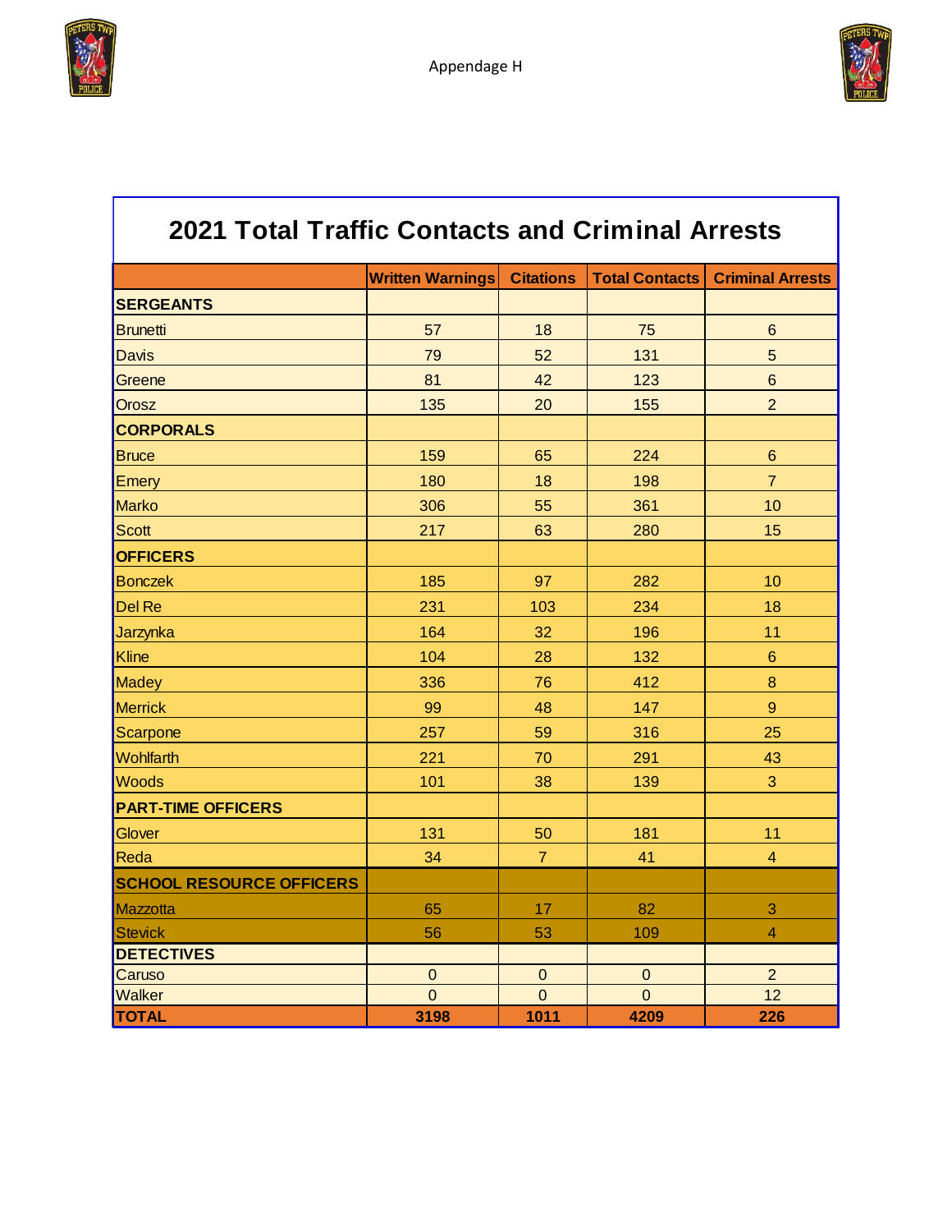Appendage H

## 2021 Total Traffic Contacts and Criminal Arrests

| | Written Warnings | Citations | Total Contacts | Criminal Arrests |
|---|---|---|---|---|
| **SERGEANTS** | | | | |
| Brunetti | 57 | 18 | 75 | 6 |
| Davis | 79 | 52 | 131 | 5 |
| Greene | 81 | 42 | 123 | 6 |
| Orosz | 135 | 20 | 155 | 2 |
| **CORPORALS** | | | | |
| Bruce | 159 | 65 | 224 | 6 |
| Emery | 180 | 18 | 198 | 7 |
| Marko | 306 | 55 | 361 | 10 |
| Scott | 217 | 63 | 280 | 15 |
| **OFFICERS** | | | | |
| Bonczek | 185 | 97 | 282 | 10 |
| Del Re | 231 | 103 | 234 | 18 |
| Jarzynka | 164 | 32 | 196 | 11 |
| Kline | 104 | 28 | 132 | 6 |
| Madey | 336 | 76 | 412 | 8 |
| Merrick | 99 | 48 | 147 | 9 |
| Scarpone | 257 | 59 | 316 | 25 |
| Wohlfarth | 221 | 70 | 291 | 43 |
| Woods | 101 | 38 | 139 | 3 |
| **PART-TIME OFFICERS** | | | | |
| Glover | 131 | 50 | 181 | 11 |
| Reda | 34 | 7 | 41 | 4 |
| **SCHOOL RESOURCE OFFICERS** | | | | |
| Mazzotta | 65 | 17 | 82 | 3 |
| Stevick | 56 | 53 | 109 | 4 |
| **DETECTIVES** | | | | |
| Caruso | 0 | 0 | 0 | 2 |
| Walker | 0 | 0 | 0 | 12 |
| **TOTAL** | **3198** | **1011** | **4209** | **226** |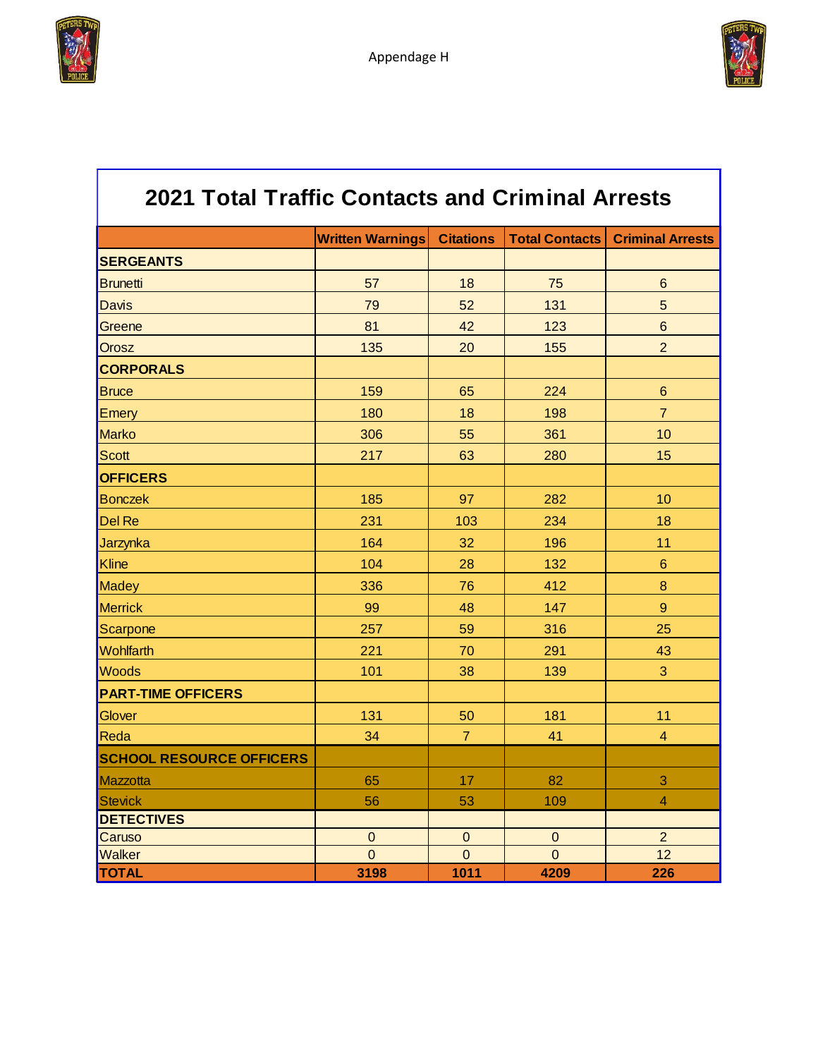Appendage H

## 2021 Total Traffic Contacts and Criminal Arrests

| | Written Warnings | Citations | Total Contacts | Criminal Arrests |
|---|---|---|---|---|
| **SERGEANTS** | | | | |
| Brunetti | 57 | 18 | 75 | 6 |
| Davis | 79 | 52 | 131 | 5 |
| Greene | 81 | 42 | 123 | 6 |
| Orosz | 135 | 20 | 155 | 2 |
| **CORPORALS** | | | | |
| Bruce | 159 | 65 | 224 | 6 |
| Emery | 180 | 18 | 198 | 7 |
| Marko | 306 | 55 | 361 | 10 |
| Scott | 217 | 63 | 280 | 15 |
| **OFFICERS** | | | | |
| Bonczek | 185 | 97 | 282 | 10 |
| Del Re | 231 | 103 | 234 | 18 |
| Jarzynka | 164 | 32 | 196 | 11 |
| Kline | 104 | 28 | 132 | 6 |
| Madey | 336 | 76 | 412 | 8 |
| Merrick | 99 | 48 | 147 | 9 |
| Scarpone | 257 | 59 | 316 | 25 |
| Wohlfarth | 221 | 70 | 291 | 43 |
| Woods | 101 | 38 | 139 | 3 |
| **PART-TIME OFFICERS** | | | | |
| Glover | 131 | 50 | 181 | 11 |
| Reda | 34 | 7 | 41 | 4 |
| **SCHOOL RESOURCE OFFICERS** | | | | |
| Mazzotta | 65 | 17 | 82 | 3 |
| Stevick | 56 | 53 | 109 | 4 |
| **DETECTIVES** | | | | |
| Caruso | 0 | 0 | 0 | 2 |
| Walker | 0 | 0 | 0 | 12 |
| **TOTAL** | **3198** | **1011** | **4209** | **226** |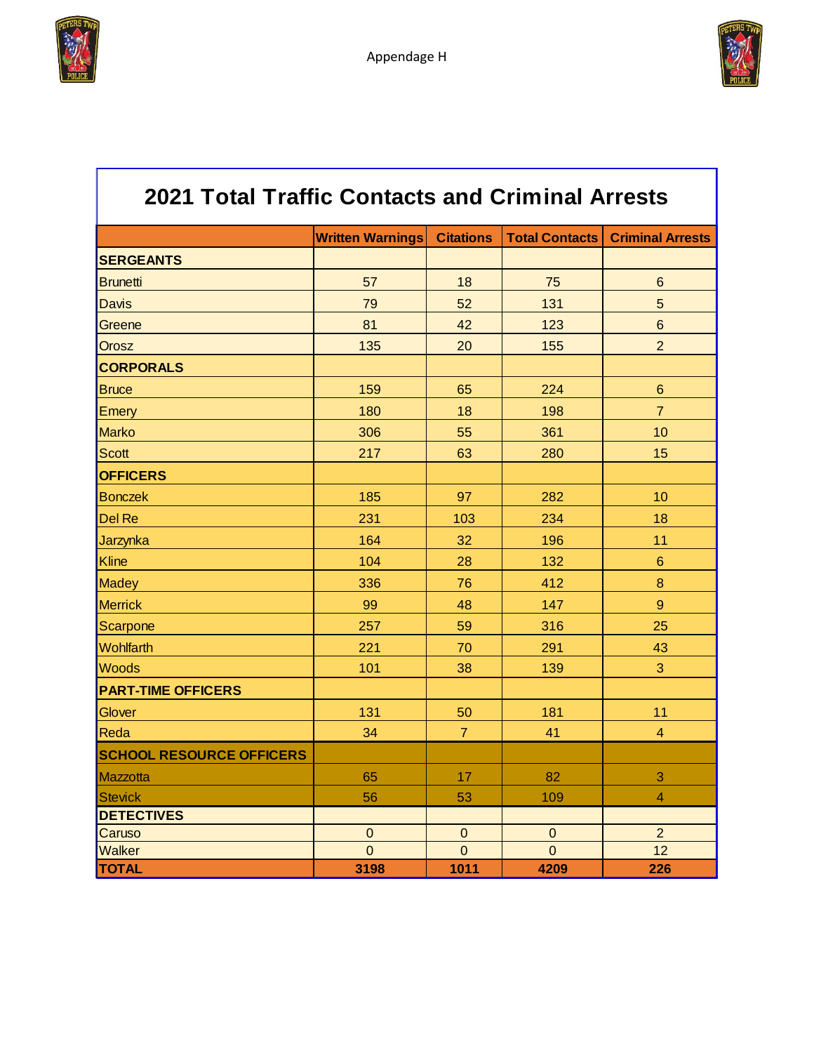Appendage H

## 2021 Total Traffic Contacts and Criminal Arrests

| | Written Warnings | Citations | Total Contacts | Criminal Arrests |
|---|---|---|---|---|
| **SERGEANTS** | | | | |
| Brunetti | 57 | 18 | 75 | 6 |
| Davis | 79 | 52 | 131 | 5 |
| Greene | 81 | 42 | 123 | 6 |
| Orosz | 135 | 20 | 155 | 2 |
| **CORPORALS** | | | | |
| Bruce | 159 | 65 | 224 | 6 |
| Emery | 180 | 18 | 198 | 7 |
| Marko | 306 | 55 | 361 | 10 |
| Scott | 217 | 63 | 280 | 15 |
| **OFFICERS** | | | | |
| Bonczek | 185 | 97 | 282 | 10 |
| Del Re | 231 | 103 | 234 | 18 |
| Jarzynka | 164 | 32 | 196 | 11 |
| Kline | 104 | 28 | 132 | 6 |
| Madey | 336 | 76 | 412 | 8 |
| Merrick | 99 | 48 | 147 | 9 |
| Scarpone | 257 | 59 | 316 | 25 |
| Wohlfarth | 221 | 70 | 291 | 43 |
| Woods | 101 | 38 | 139 | 3 |
| **PART-TIME OFFICERS** | | | | |
| Glover | 131 | 50 | 181 | 11 |
| Reda | 34 | 7 | 41 | 4 |
| **SCHOOL RESOURCE OFFICERS** | | | | |
| Mazzotta | 65 | 17 | 82 | 3 |
| Stevick | 56 | 53 | 109 | 4 |
| **DETECTIVES** | | | | |
| Caruso | 0 | 0 | 0 | 2 |
| Walker | 0 | 0 | 0 | 12 |
| **TOTAL** | **3198** | **1011** | **4209** | **226** |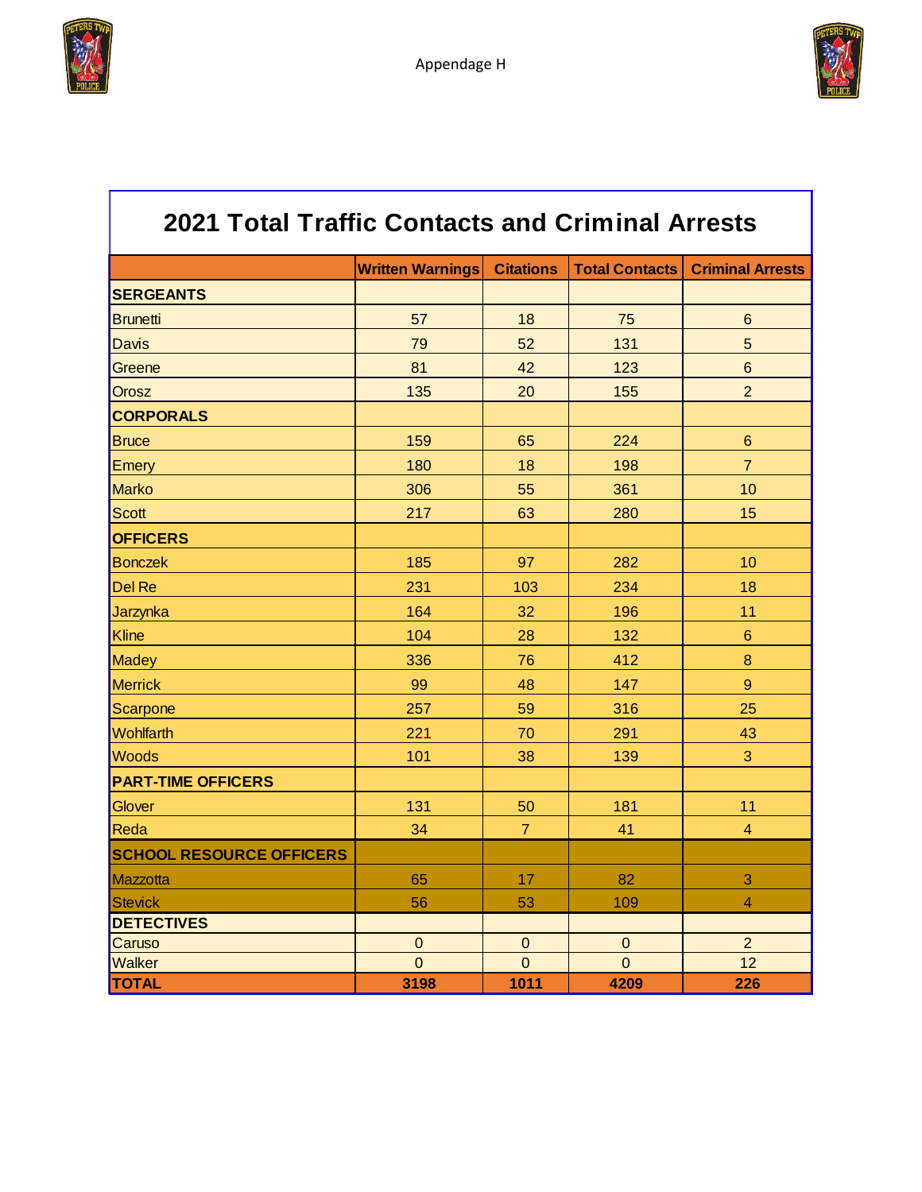Appendage H

## 2021 Total Traffic Contacts and Criminal Arrests

| | Written Warnings | Citations | Total Contacts | Criminal Arrests |
|---|---|---|---|---|
| **SERGEANTS** | | | | |
| Brunetti | 57 | 18 | 75 | 6 |
| Davis | 79 | 52 | 131 | 5 |
| Greene | 81 | 42 | 123 | 6 |
| Orosz | 135 | 20 | 155 | 2 |
| **CORPORALS** | | | | |
| Bruce | 159 | 65 | 224 | 6 |
| Emery | 180 | 18 | 198 | 7 |
| Marko | 306 | 55 | 361 | 10 |
| Scott | 217 | 63 | 280 | 15 |
| **OFFICERS** | | | | |
| Bonczek | 185 | 97 | 282 | 10 |
| Del Re | 231 | 103 | 234 | 18 |
| Jarzynka | 164 | 32 | 196 | 11 |
| Kline | 104 | 28 | 132 | 6 |
| Madey | 336 | 76 | 412 | 8 |
| Merrick | 99 | 48 | 147 | 9 |
| Scarpone | 257 | 59 | 316 | 25 |
| Wohlfarth | 221 | 70 | 291 | 43 |
| Woods | 101 | 38 | 139 | 3 |
| **PART-TIME OFFICERS** | | | | |
| Glover | 131 | 50 | 181 | 11 |
| Reda | 34 | 7 | 41 | 4 |
| **SCHOOL RESOURCE OFFICERS** | | | | |
| Mazzotta | 65 | 17 | 82 | 3 |
| Stevick | 56 | 53 | 109 | 4 |
| **DETECTIVES** | | | | |
| Caruso | 0 | 0 | 0 | 2 |
| Walker | 0 | 0 | 0 | 12 |
| **TOTAL** | **3198** | **1011** | **4209** | **226** |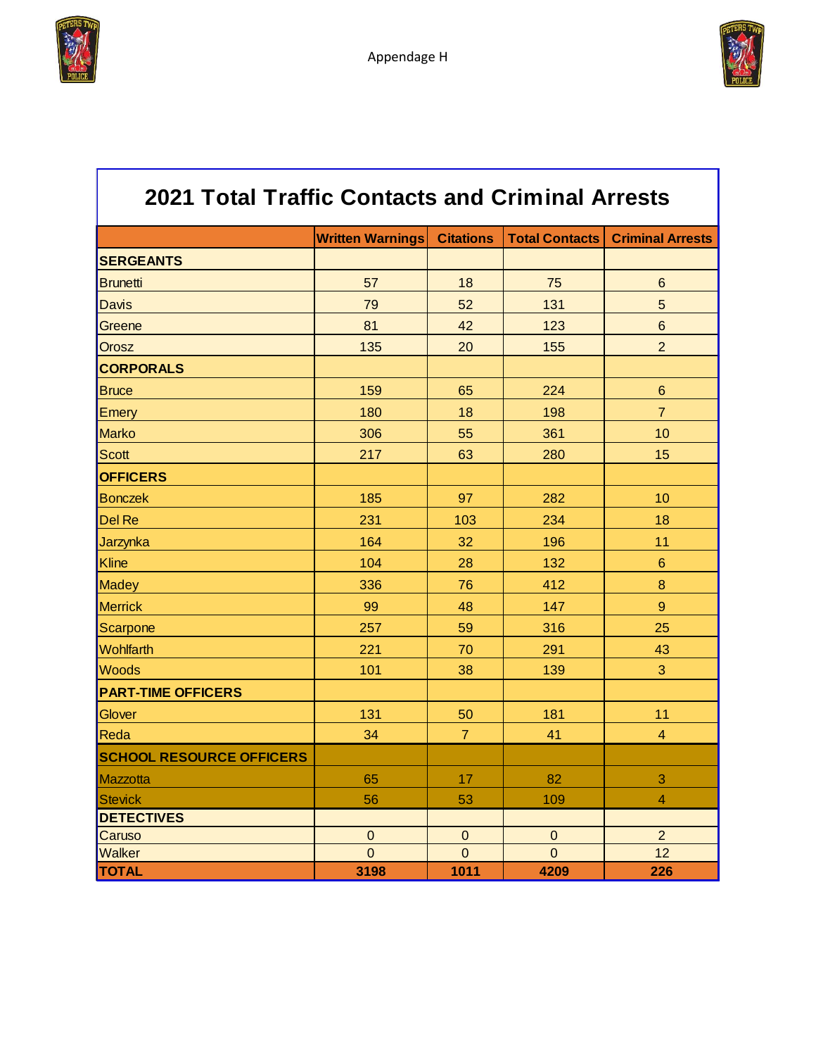Appendage H

## 2021 Total Traffic Contacts and Criminal Arrests

| | Written Warnings | Citations | Total Contacts | Criminal Arrests |
|---|---|---|---|---|
| **SERGEANTS** | | | | |
| Brunetti | 57 | 18 | 75 | 6 |
| Davis | 79 | 52 | 131 | 5 |
| Greene | 81 | 42 | 123 | 6 |
| Orosz | 135 | 20 | 155 | 2 |
| **CORPORALS** | | | | |
| Bruce | 159 | 65 | 224 | 6 |
| Emery | 180 | 18 | 198 | 7 |
| Marko | 306 | 55 | 361 | 10 |
| Scott | 217 | 63 | 280 | 15 |
| **OFFICERS** | | | | |
| Bonczek | 185 | 97 | 282 | 10 |
| Del Re | 231 | 103 | 234 | 18 |
| Jarzynka | 164 | 32 | 196 | 11 |
| Kline | 104 | 28 | 132 | 6 |
| Madey | 336 | 76 | 412 | 8 |
| Merrick | 99 | 48 | 147 | 9 |
| Scarpone | 257 | 59 | 316 | 25 |
| Wohlfarth | 221 | 70 | 291 | 43 |
| Woods | 101 | 38 | 139 | 3 |
| **PART-TIME OFFICERS** | | | | |
| Glover | 131 | 50 | 181 | 11 |
| Reda | 34 | 7 | 41 | 4 |
| **SCHOOL RESOURCE OFFICERS** | | | | |
| Mazzotta | 65 | 17 | 82 | 3 |
| Stevick | 56 | 53 | 109 | 4 |
| **DETECTIVES** | | | | |
| Caruso | 0 | 0 | 0 | 2 |
| Walker | 0 | 0 | 0 | 12 |
| **TOTAL** | **3198** | **1011** | **4209** | **226** |